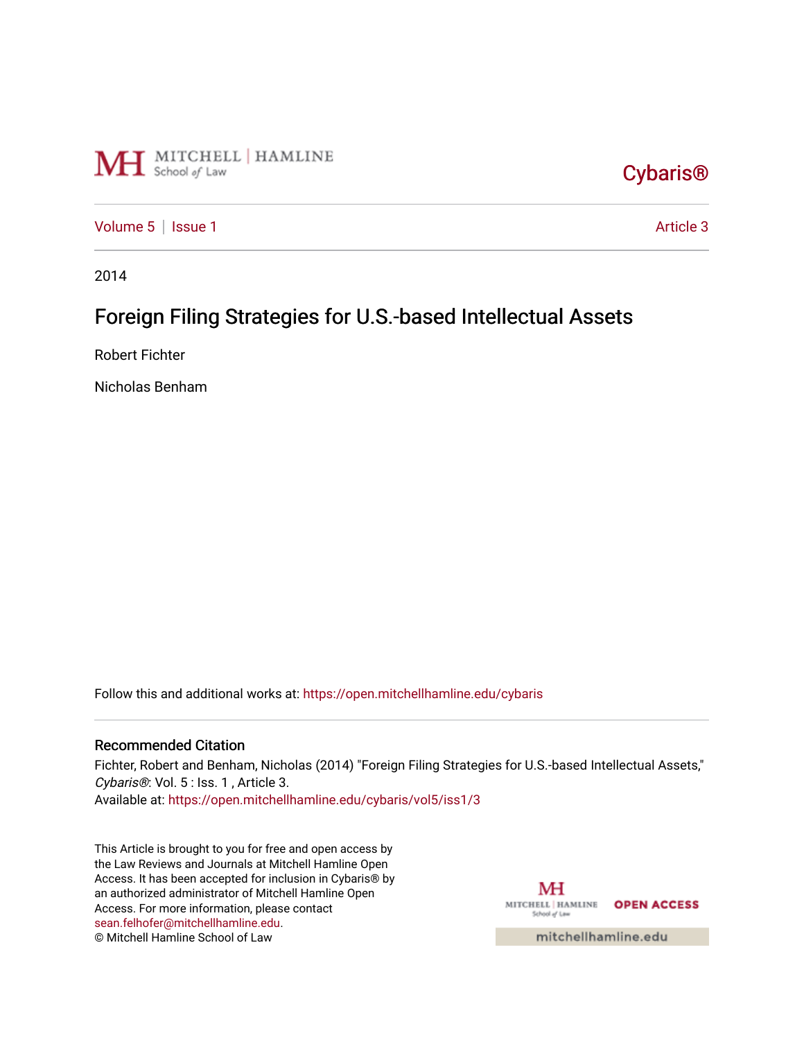Mitchell Hamline School of Law

Cybaris®

Volume 5 | Issue 1 | Article 3

2014

# Foreign Filing Strategies for U.S.-based Intellectual Assets

Robert Fichter

Nicholas Benham

Follow this and additional works at: https://open.mitchellhamline.edu/cybaris

## Recommended Citation

Fichter, Robert and Benham, Nicholas (2014) "Foreign Filing Strategies for U.S.-based Intellectual Assets," *Cybaris®*: Vol. 5 : Iss. 1 , Article 3.
Available at: https://open.mitchellhamline.edu/cybaris/vol5/iss1/3

This Article is brought to you for free and open access by the Law Reviews and Journals at Mitchell Hamline Open Access. It has been accepted for inclusion in Cybaris® by an authorized administrator of Mitchell Hamline Open Access. For more information, please contact sean.felhofer@mitchellhamline.edu.
© Mitchell Hamline School of Law

Mitchell Hamline School of Law OPEN ACCESS

mitchellhamline.edu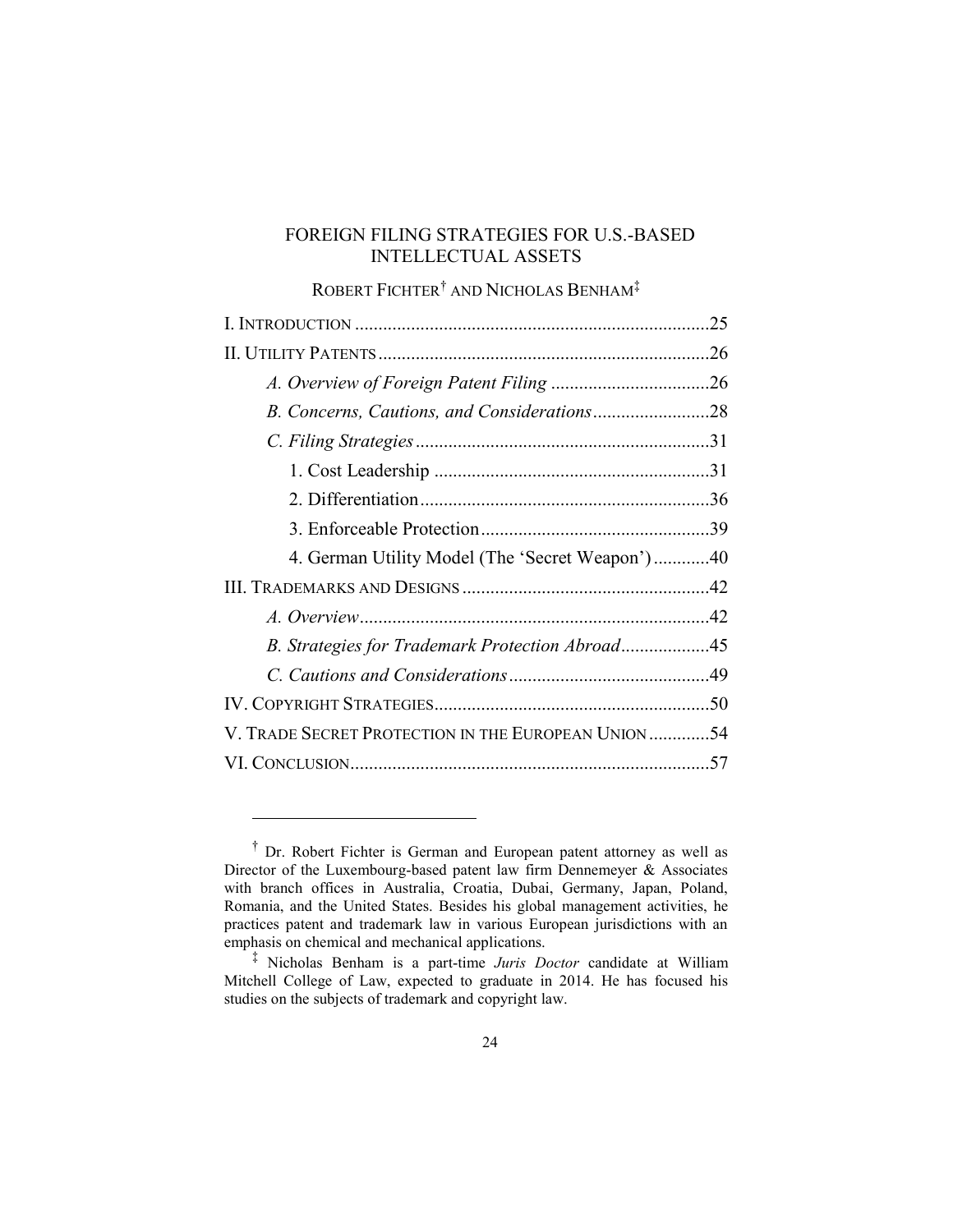# FOREIGN FILING STRATEGIES FOR U.S.-BASED INTELLECTUAL ASSETS

ROBERT FICHTER[†] AND NICHOLAS BENHAM[‡]

I. INTRODUCTION ........................................................................25
II. UTILITY PATENTS ....................................................................26
  *A. Overview of Foreign Patent Filing* ..................................26
  *B. Concerns, Cautions, and Considerations* .........................28
  *C. Filing Strategies* ..............................................................31
    1. Cost Leadership ..........................................................31
    2. Differentiation .............................................................36
    3. Enforceable Protection ................................................39
    4. German Utility Model (The 'Secret Weapon') ............40
III. TRADEMARKS AND DESIGNS ....................................................42
  *A. Overview* ..........................................................................42
  *B. Strategies for Trademark Protection Abroad* ...................45
  *C. Cautions and Considerations* ...........................................49
IV. COPYRIGHT STRATEGIES ..........................................................50
V. TRADE SECRET PROTECTION IN THE EUROPEAN UNION .............54
VI. CONCLUSION ............................................................................57

---

[†] Dr. Robert Fichter is German and European patent attorney as well as Director of the Luxembourg-based patent law firm Dennemeyer & Associates with branch offices in Australia, Croatia, Dubai, Germany, Japan, Poland, Romania, and the United States. Besides his global management activities, he practices patent and trademark law in various European jurisdictions with an emphasis on chemical and mechanical applications.

[‡] Nicholas Benham is a part-time *Juris Doctor* candidate at William Mitchell College of Law, expected to graduate in 2014. He has focused his studies on the subjects of trademark and copyright law.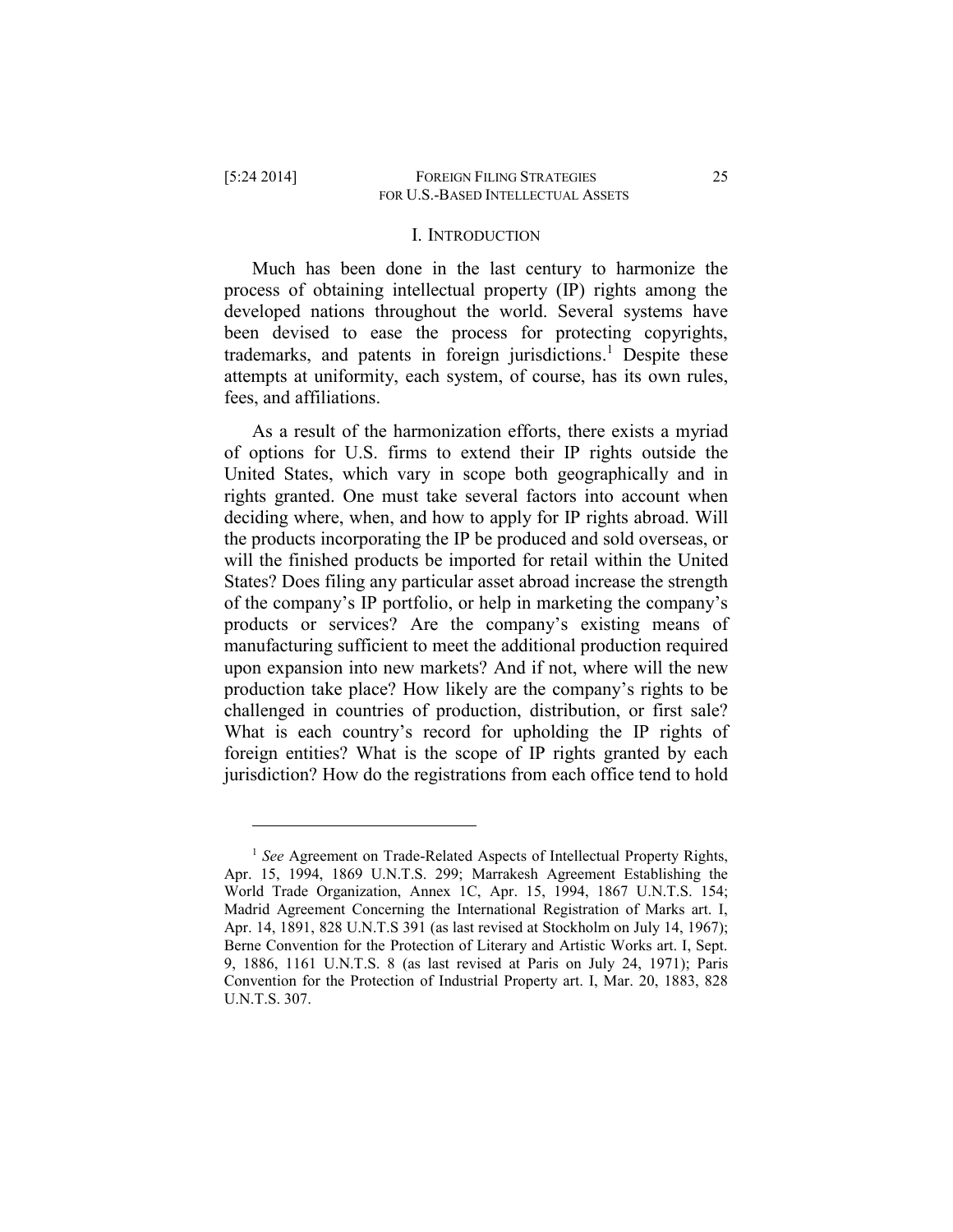## I. INTRODUCTION

Much has been done in the last century to harmonize the process of obtaining intellectual property (IP) rights among the developed nations throughout the world. Several systems have been devised to ease the process for protecting copyrights, trademarks, and patents in foreign jurisdictions.[1] Despite these attempts at uniformity, each system, of course, has its own rules, fees, and affiliations.

As a result of the harmonization efforts, there exists a myriad of options for U.S. firms to extend their IP rights outside the United States, which vary in scope both geographically and in rights granted. One must take several factors into account when deciding where, when, and how to apply for IP rights abroad. Will the products incorporating the IP be produced and sold overseas, or will the finished products be imported for retail within the United States? Does filing any particular asset abroad increase the strength of the company's IP portfolio, or help in marketing the company's products or services? Are the company's existing means of manufacturing sufficient to meet the additional production required upon expansion into new markets? And if not, where will the new production take place? How likely are the company's rights to be challenged in countries of production, distribution, or first sale? What is each country's record for upholding the IP rights of foreign entities? What is the scope of IP rights granted by each jurisdiction? How do the registrations from each office tend to hold

---

[1] *See* Agreement on Trade-Related Aspects of Intellectual Property Rights, Apr. 15, 1994, 1869 U.N.T.S. 299; Marrakesh Agreement Establishing the World Trade Organization, Annex 1C, Apr. 15, 1994, 1867 U.N.T.S. 154; Madrid Agreement Concerning the International Registration of Marks art. I, Apr. 14, 1891, 828 U.N.T.S 391 (as last revised at Stockholm on July 14, 1967); Berne Convention for the Protection of Literary and Artistic Works art. I, Sept. 9, 1886, 1161 U.N.T.S. 8 (as last revised at Paris on July 24, 1971); Paris Convention for the Protection of Industrial Property art. I, Mar. 20, 1883, 828 U.N.T.S. 307.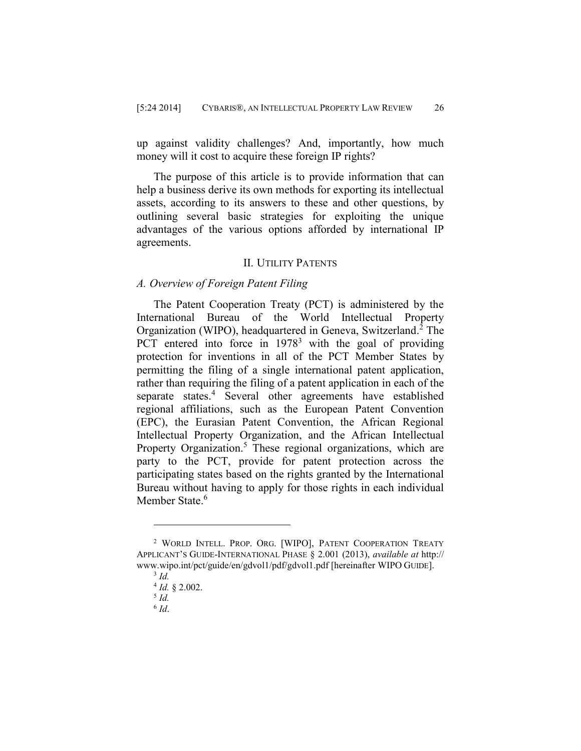up against validity challenges? And, importantly, how much money will it cost to acquire these foreign IP rights?

The purpose of this article is to provide information that can help a business derive its own methods for exporting its intellectual assets, according to its answers to these and other questions, by outlining several basic strategies for exploiting the unique advantages of the various options afforded by international IP agreements.

## II. UTILITY PATENTS

### *A. Overview of Foreign Patent Filing*

The Patent Cooperation Treaty (PCT) is administered by the International Bureau of the World Intellectual Property Organization (WIPO), headquartered in Geneva, Switzerland.[2] The PCT entered into force in 1978[3] with the goal of providing protection for inventions in all of the PCT Member States by permitting the filing of a single international patent application, rather than requiring the filing of a patent application in each of the separate states.[4] Several other agreements have established regional affiliations, such as the European Patent Convention (EPC), the Eurasian Patent Convention, the African Regional Intellectual Property Organization, and the African Intellectual Property Organization.[5] These regional organizations, which are party to the PCT, provide for patent protection across the participating states based on the rights granted by the International Bureau without having to apply for those rights in each individual Member State.[6]

---

[2] WORLD INTELL. PROP. ORG. [WIPO], PATENT COOPERATION TREATY APPLICANT'S GUIDE-INTERNATIONAL PHASE § 2.001 (2013), *available at* http://www.wipo.int/pct/guide/en/gdvol1/pdf/gdvol1.pdf [hereinafter WIPO GUIDE].

[3] *Id.*

[4] *Id.* § 2.002.

[5] *Id.*

[6] *Id*.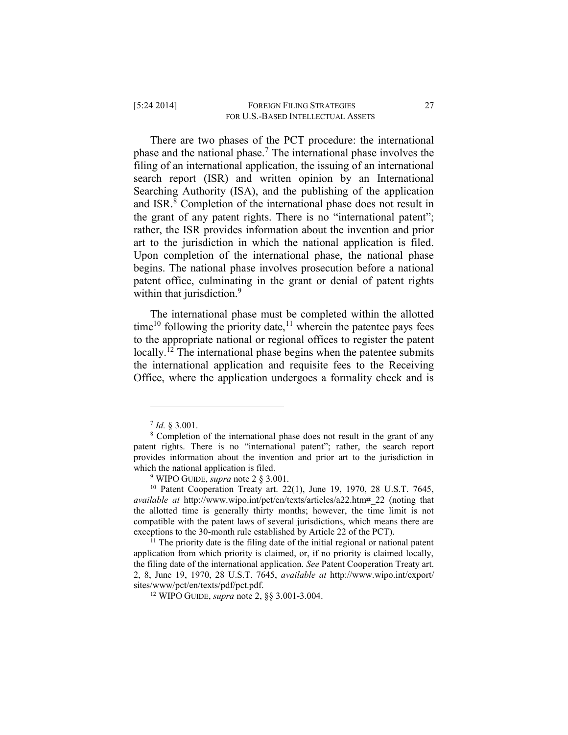There are two phases of the PCT procedure: the international phase and the national phase.[7] The international phase involves the filing of an international application, the issuing of an international search report (ISR) and written opinion by an International Searching Authority (ISA), and the publishing of the application and ISR.[8] Completion of the international phase does not result in the grant of any patent rights. There is no "international patent"; rather, the ISR provides information about the invention and prior art to the jurisdiction in which the national application is filed. Upon completion of the international phase, the national phase begins. The national phase involves prosecution before a national patent office, culminating in the grant or denial of patent rights within that jurisdiction.[9]

The international phase must be completed within the allotted time[10] following the priority date,[11] wherein the patentee pays fees to the appropriate national or regional offices to register the patent locally.[12] The international phase begins when the patentee submits the international application and requisite fees to the Receiving Office, where the application undergoes a formality check and is

---

[7] *Id.* § 3.001.

[8] Completion of the international phase does not result in the grant of any patent rights. There is no "international patent"; rather, the search report provides information about the invention and prior art to the jurisdiction in which the national application is filed.

[9] WIPO GUIDE, *supra* note 2 § 3.001.

[10] Patent Cooperation Treaty art. 22(1), June 19, 1970, 28 U.S.T. 7645, *available at* http://www.wipo.int/pct/en/texts/articles/a22.htm#_22 (noting that the allotted time is generally thirty months; however, the time limit is not compatible with the patent laws of several jurisdictions, which means there are exceptions to the 30-month rule established by Article 22 of the PCT).

[11] The priority date is the filing date of the initial regional or national patent application from which priority is claimed, or, if no priority is claimed locally, the filing date of the international application. *See* Patent Cooperation Treaty art. 2, 8, June 19, 1970, 28 U.S.T. 7645, *available at* http://www.wipo.int/export/sites/www/pct/en/texts/pdf/pct.pdf.

[12] WIPO GUIDE, *supra* note 2, §§ 3.001-3.004.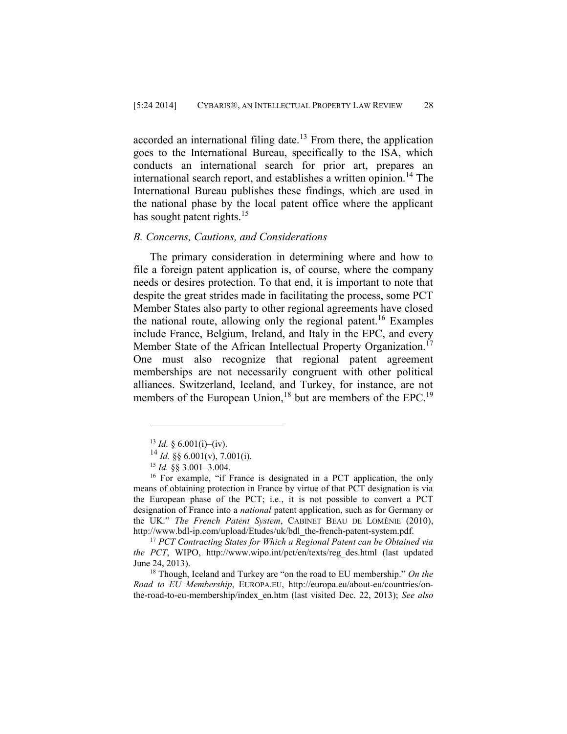accorded an international filing date.[13] From there, the application goes to the International Bureau, specifically to the ISA, which conducts an international search for prior art, prepares an international search report, and establishes a written opinion.[14] The International Bureau publishes these findings, which are used in the national phase by the local patent office where the applicant has sought patent rights.[15]

### *B. Concerns, Cautions, and Considerations*

The primary consideration in determining where and how to file a foreign patent application is, of course, where the company needs or desires protection. To that end, it is important to note that despite the great strides made in facilitating the process, some PCT Member States also party to other regional agreements have closed the national route, allowing only the regional patent.[16] Examples include France, Belgium, Ireland, and Italy in the EPC, and every Member State of the African Intellectual Property Organization.[17] One must also recognize that regional patent agreement memberships are not necessarily congruent with other political alliances. Switzerland, Iceland, and Turkey, for instance, are not members of the European Union,[18] but are members of the EPC.[19]

---

[13] *Id.* § 6.001(i)–(iv).

[14] *Id.* §§ 6.001(v), 7.001(i).

[15] *Id.* §§ 3.001–3.004.

[16] For example, "if France is designated in a PCT application, the only means of obtaining protection in France by virtue of that PCT designation is via the European phase of the PCT; i.e., it is not possible to convert a PCT designation of France into a *national* patent application, such as for Germany or the UK." *The French Patent System*, CABINET BEAU DE LOMÉNIE (2010), http://www.bdl-ip.com/upload/Etudes/uk/bdl_the-french-patent-system.pdf.

[17] *PCT Contracting States for Which a Regional Patent can be Obtained via the PCT*, WIPO, http://www.wipo.int/pct/en/texts/reg_des.html (last updated June 24, 2013).

[18] Though, Iceland and Turkey are "on the road to EU membership." *On the Road to EU Membership*, EUROPA.EU, http://europa.eu/about-eu/countries/on-the-road-to-eu-membership/index_en.htm (last visited Dec. 22, 2013); *See also*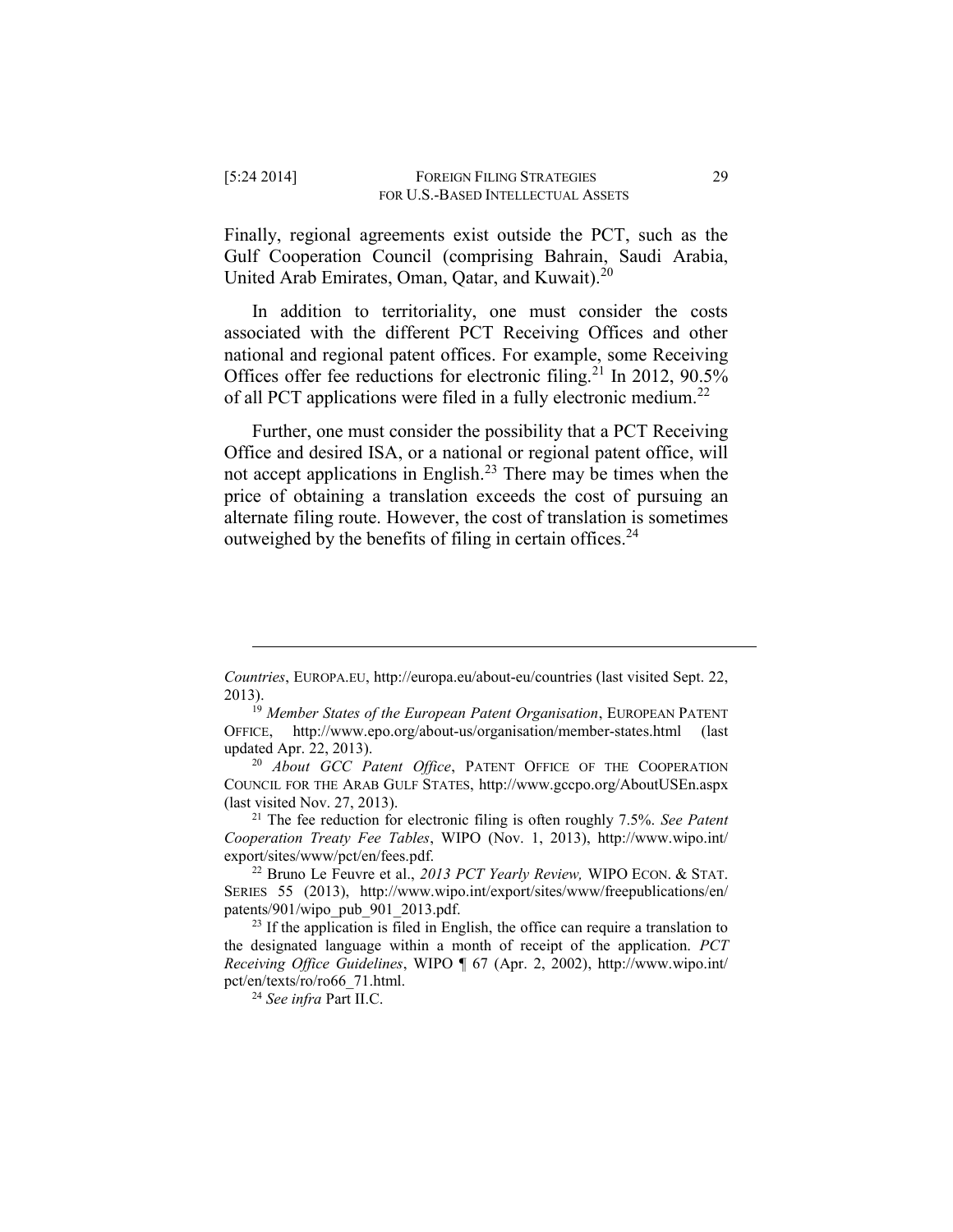Finally, regional agreements exist outside the PCT, such as the Gulf Cooperation Council (comprising Bahrain, Saudi Arabia, United Arab Emirates, Oman, Qatar, and Kuwait).[20]

In addition to territoriality, one must consider the costs associated with the different PCT Receiving Offices and other national and regional patent offices. For example, some Receiving Offices offer fee reductions for electronic filing.[21] In 2012, 90.5% of all PCT applications were filed in a fully electronic medium.[22]

Further, one must consider the possibility that a PCT Receiving Office and desired ISA, or a national or regional patent office, will not accept applications in English.[23] There may be times when the price of obtaining a translation exceeds the cost of pursuing an alternate filing route. However, the cost of translation is sometimes outweighed by the benefits of filing in certain offices.[24]

---

*Countries*, EUROPA.EU, http://europa.eu/about-eu/countries (last visited Sept. 22, 2013).

[19] *Member States of the European Patent Organisation*, EUROPEAN PATENT OFFICE, http://www.epo.org/about-us/organisation/member-states.html (last updated Apr. 22, 2013).

[20] *About GCC Patent Office*, PATENT OFFICE OF THE COOPERATION COUNCIL FOR THE ARAB GULF STATES, http://www.gccpo.org/AboutUSEn.aspx (last visited Nov. 27, 2013).

[21] The fee reduction for electronic filing is often roughly 7.5%. *See Patent Cooperation Treaty Fee Tables*, WIPO (Nov. 1, 2013), http://www.wipo.int/export/sites/www/pct/en/fees.pdf.

[22] Bruno Le Feuvre et al., *2013 PCT Yearly Review,* WIPO ECON. & STAT. SERIES 55 (2013), http://www.wipo.int/export/sites/www/freepublications/en/patents/901/wipo_pub_901_2013.pdf.

[23] If the application is filed in English, the office can require a translation to the designated language within a month of receipt of the application. *PCT Receiving Office Guidelines*, WIPO ¶ 67 (Apr. 2, 2002), http://www.wipo.int/pct/en/texts/ro/ro66_71.html.

[24] *See infra* Part II.C.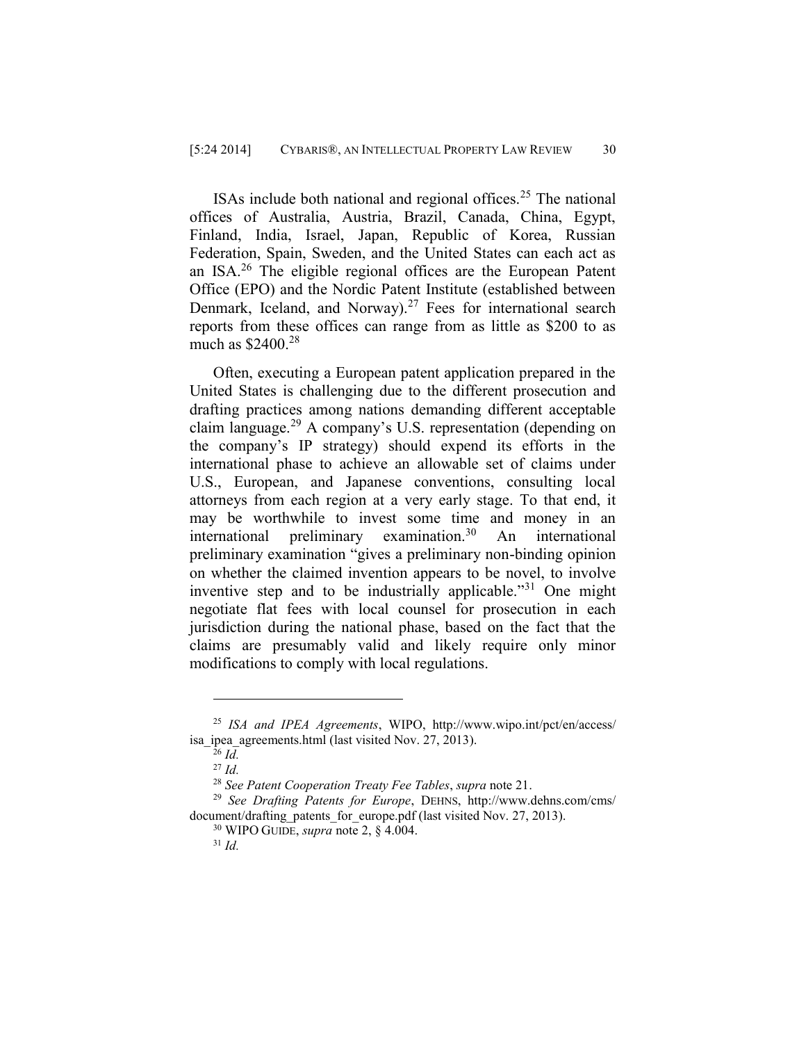ISAs include both national and regional offices.[25] The national offices of Australia, Austria, Brazil, Canada, China, Egypt, Finland, India, Israel, Japan, Republic of Korea, Russian Federation, Spain, Sweden, and the United States can each act as an ISA.[26] The eligible regional offices are the European Patent Office (EPO) and the Nordic Patent Institute (established between Denmark, Iceland, and Norway).[27] Fees for international search reports from these offices can range from as little as $200 to as much as $2400.[28]

Often, executing a European patent application prepared in the United States is challenging due to the different prosecution and drafting practices among nations demanding different acceptable claim language.[29] A company's U.S. representation (depending on the company's IP strategy) should expend its efforts in the international phase to achieve an allowable set of claims under U.S., European, and Japanese conventions, consulting local attorneys from each region at a very early stage. To that end, it may be worthwhile to invest some time and money in an international preliminary examination.[30] An international preliminary examination "gives a preliminary non-binding opinion on whether the claimed invention appears to be novel, to involve inventive step and to be industrially applicable."[31] One might negotiate flat fees with local counsel for prosecution in each jurisdiction during the national phase, based on the fact that the claims are presumably valid and likely require only minor modifications to comply with local regulations.

---

[25] *ISA and IPEA Agreements*, WIPO, http://www.wipo.int/pct/en/access/isa_ipea_agreements.html (last visited Nov. 27, 2013).

[26] *Id.*

[27] *Id.*

[28] *See Patent Cooperation Treaty Fee Tables*, *supra* note 21.

[29] *See Drafting Patents for Europe*, DEHNS, http://www.dehns.com/cms/document/drafting_patents_for_europe.pdf (last visited Nov. 27, 2013).

[30] WIPO GUIDE, *supra* note 2, § 4.004.

[31] *Id.*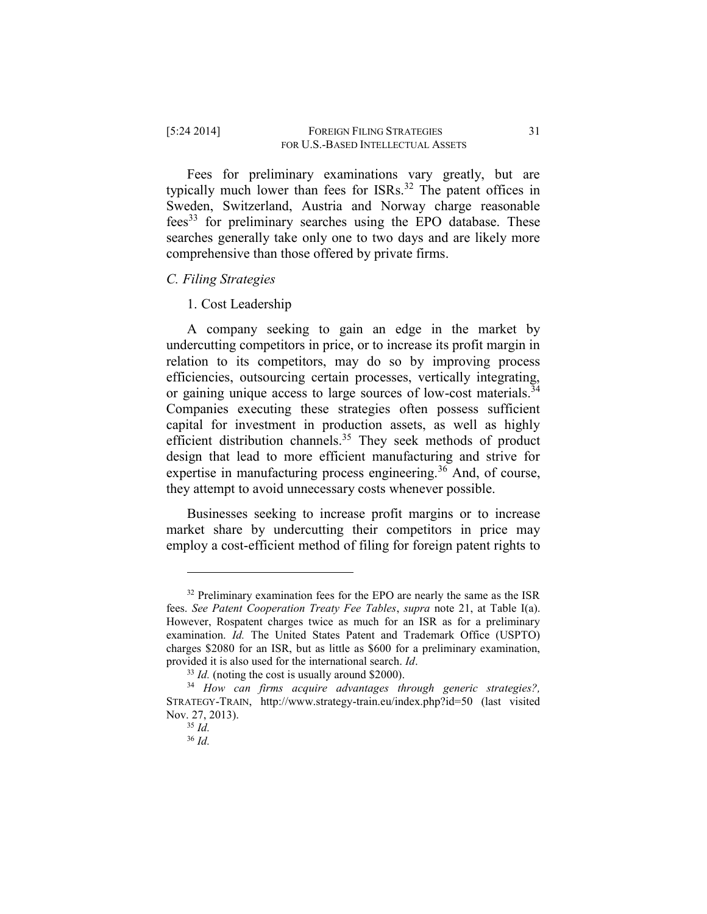Fees for preliminary examinations vary greatly, but are typically much lower than fees for ISRs.[32] The patent offices in Sweden, Switzerland, Austria and Norway charge reasonable fees[33] for preliminary searches using the EPO database. These searches generally take only one to two days and are likely more comprehensive than those offered by private firms.

### *C. Filing Strategies*

#### 1. Cost Leadership

A company seeking to gain an edge in the market by undercutting competitors in price, or to increase its profit margin in relation to its competitors, may do so by improving process efficiencies, outsourcing certain processes, vertically integrating, or gaining unique access to large sources of low-cost materials.[34] Companies executing these strategies often possess sufficient capital for investment in production assets, as well as highly efficient distribution channels.[35] They seek methods of product design that lead to more efficient manufacturing and strive for expertise in manufacturing process engineering.[36] And, of course, they attempt to avoid unnecessary costs whenever possible.

Businesses seeking to increase profit margins or to increase market share by undercutting their competitors in price may employ a cost-efficient method of filing for foreign patent rights to

---

[32] Preliminary examination fees for the EPO are nearly the same as the ISR fees. *See Patent Cooperation Treaty Fee Tables*, *supra* note 21, at Table I(a). However, Rospatent charges twice as much for an ISR as for a preliminary examination. *Id.* The United States Patent and Trademark Office (USPTO) charges $2080 for an ISR, but as little as $600 for a preliminary examination, provided it is also used for the international search. *Id*.

[33] *Id.* (noting the cost is usually around $2000).

[34] *How can firms acquire advantages through generic strategies?,* STRATEGY-TRAIN, http://www.strategy-train.eu/index.php?id=50 (last visited Nov. 27, 2013).

[35] *Id.*

[36] *Id.*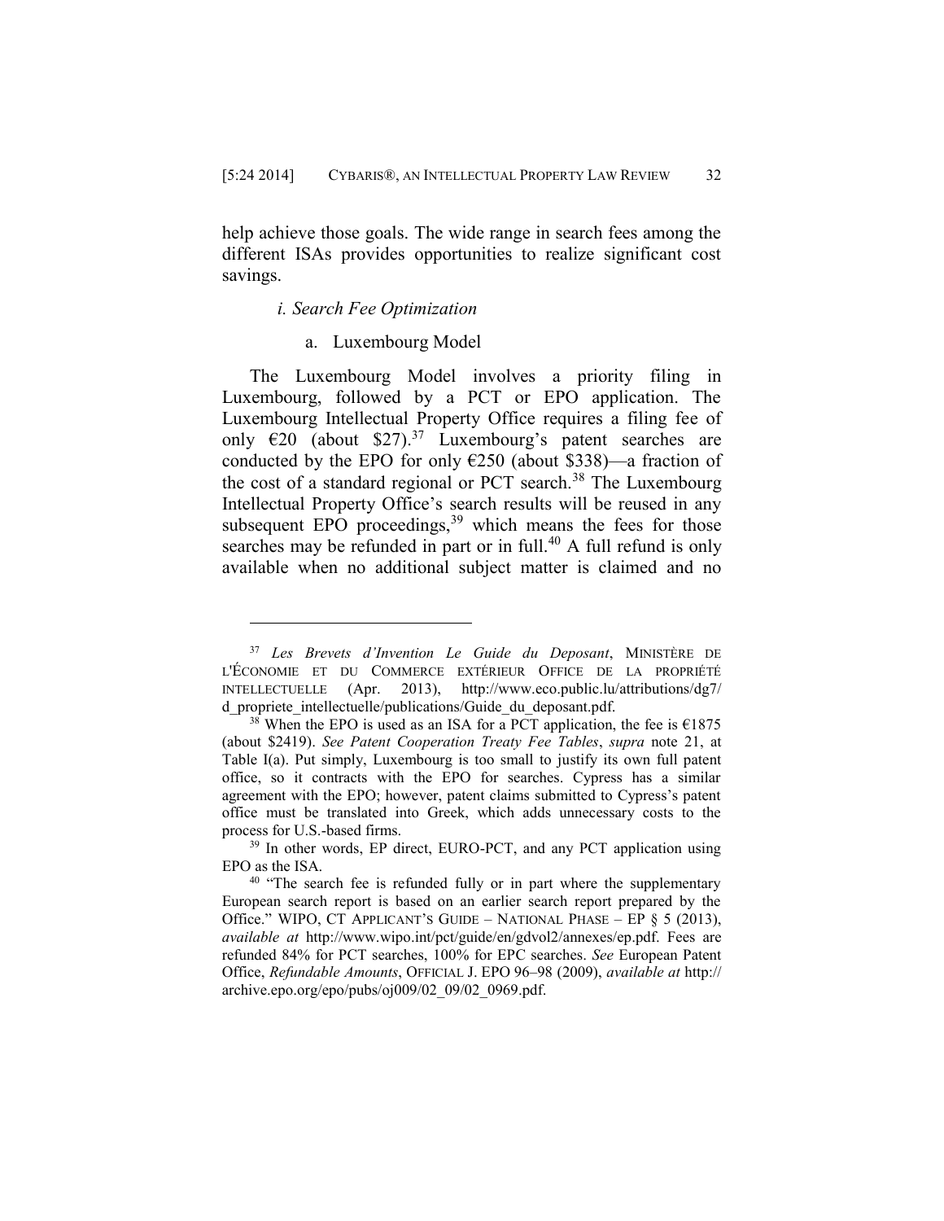help achieve those goals. The wide range in search fees among the different ISAs provides opportunities to realize significant cost savings.

#### *i. Search Fee Optimization*

##### a. Luxembourg Model

The Luxembourg Model involves a priority filing in Luxembourg, followed by a PCT or EPO application. The Luxembourg Intellectual Property Office requires a filing fee of only €20 (about $27).[37] Luxembourg's patent searches are conducted by the EPO for only €250 (about $338)—a fraction of the cost of a standard regional or PCT search.[38] The Luxembourg Intellectual Property Office's search results will be reused in any subsequent EPO proceedings,[39] which means the fees for those searches may be refunded in part or in full.[40] A full refund is only available when no additional subject matter is claimed and no

---

[37] *Les Brevets d'Invention Le Guide du Deposant*, MINISTÈRE DE L'ÉCONOMIE ET DU COMMERCE EXTÉRIEUR OFFICE DE LA PROPRIÉTÉ INTELLECTUELLE (Apr. 2013), http://www.eco.public.lu/attributions/dg7/d_propriete_intellectuelle/publications/Guide_du_deposant.pdf.

[38] When the EPO is used as an ISA for a PCT application, the fee is €1875 (about $2419). *See Patent Cooperation Treaty Fee Tables*, *supra* note 21, at Table I(a). Put simply, Luxembourg is too small to justify its own full patent office, so it contracts with the EPO for searches. Cypress has a similar agreement with the EPO; however, patent claims submitted to Cypress's patent office must be translated into Greek, which adds unnecessary costs to the process for U.S.-based firms.

[39] In other words, EP direct, EURO-PCT, and any PCT application using EPO as the ISA.

[40] "The search fee is refunded fully or in part where the supplementary European search report is based on an earlier search report prepared by the Office." WIPO, CT APPLICANT'S GUIDE – NATIONAL PHASE – EP § 5 (2013), *available at* http://www.wipo.int/pct/guide/en/gdvol2/annexes/ep.pdf. Fees are refunded 84% for PCT searches, 100% for EPC searches. *See* European Patent Office, *Refundable Amounts*, OFFICIAL J. EPO 96–98 (2009), *available at* http://archive.epo.org/epo/pubs/oj009/02_09/02_0969.pdf.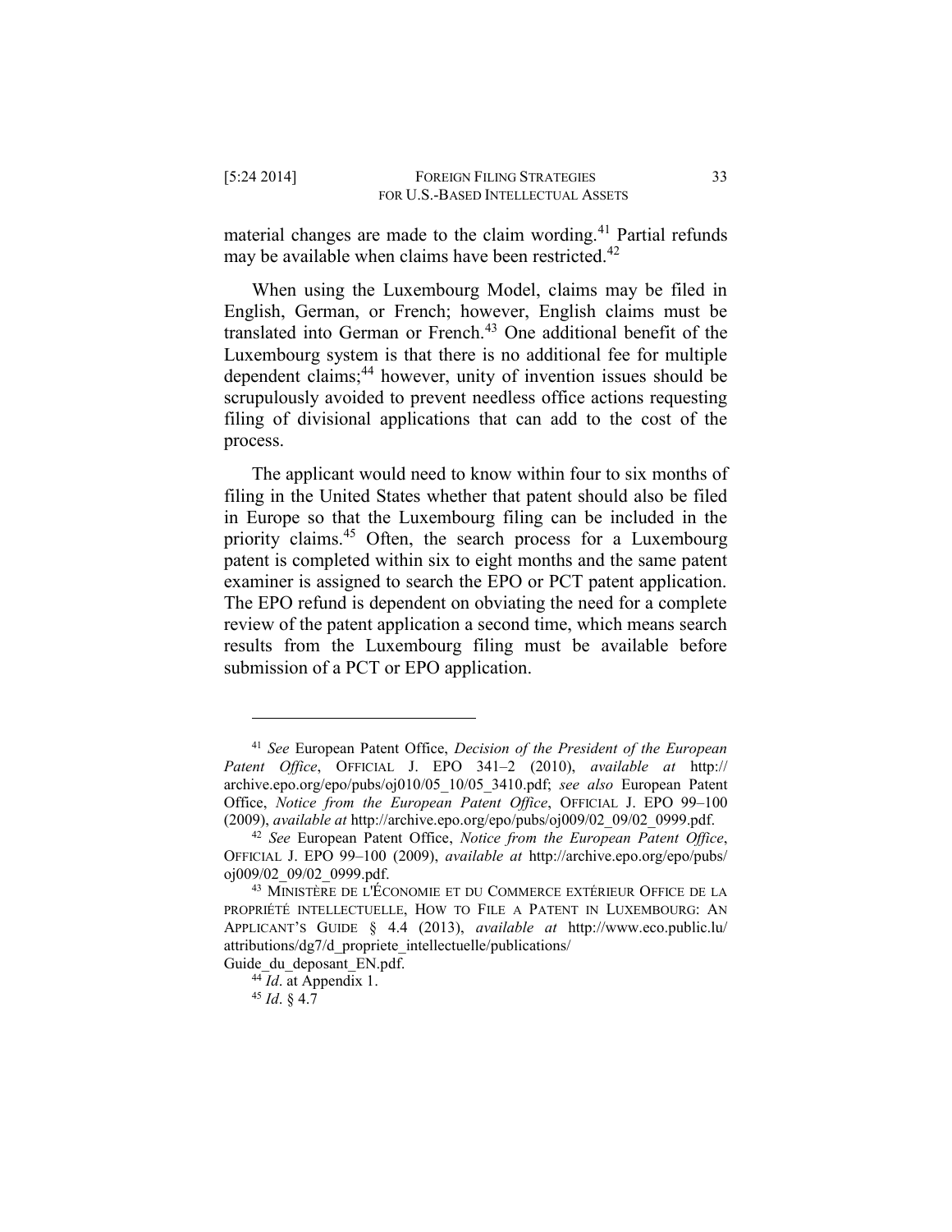material changes are made to the claim wording.[41] Partial refunds may be available when claims have been restricted.[42]

When using the Luxembourg Model, claims may be filed in English, German, or French; however, English claims must be translated into German or French.[43] One additional benefit of the Luxembourg system is that there is no additional fee for multiple dependent claims;[44] however, unity of invention issues should be scrupulously avoided to prevent needless office actions requesting filing of divisional applications that can add to the cost of the process.

The applicant would need to know within four to six months of filing in the United States whether that patent should also be filed in Europe so that the Luxembourg filing can be included in the priority claims.[45] Often, the search process for a Luxembourg patent is completed within six to eight months and the same patent examiner is assigned to search the EPO or PCT patent application. The EPO refund is dependent on obviating the need for a complete review of the patent application a second time, which means search results from the Luxembourg filing must be available before submission of a PCT or EPO application.

---

[41] *See* European Patent Office, *Decision of the President of the European Patent Office*, OFFICIAL J. EPO 341–2 (2010), *available at* http://archive.epo.org/epo/pubs/oj010/05_10/05_3410.pdf; *see also* European Patent Office, *Notice from the European Patent Office*, OFFICIAL J. EPO 99–100 (2009), *available at* http://archive.epo.org/epo/pubs/oj009/02_09/02_0999.pdf.

[42] *See* European Patent Office, *Notice from the European Patent Office*, OFFICIAL J. EPO 99–100 (2009), *available at* http://archive.epo.org/epo/pubs/oj009/02_09/02_0999.pdf.

[43] MINISTÈRE DE L'ÉCONOMIE ET DU COMMERCE EXTÉRIEUR OFFICE DE LA PROPRIÉTÉ INTELLECTUELLE, HOW TO FILE A PATENT IN LUXEMBOURG: AN APPLICANT'S GUIDE § 4.4 (2013), *available at* http://www.eco.public.lu/attributions/dg7/d_propriete_intellectuelle/publications/Guide_du_deposant_EN.pdf.

[44] *Id*. at Appendix 1.

[45] *Id*. § 4.7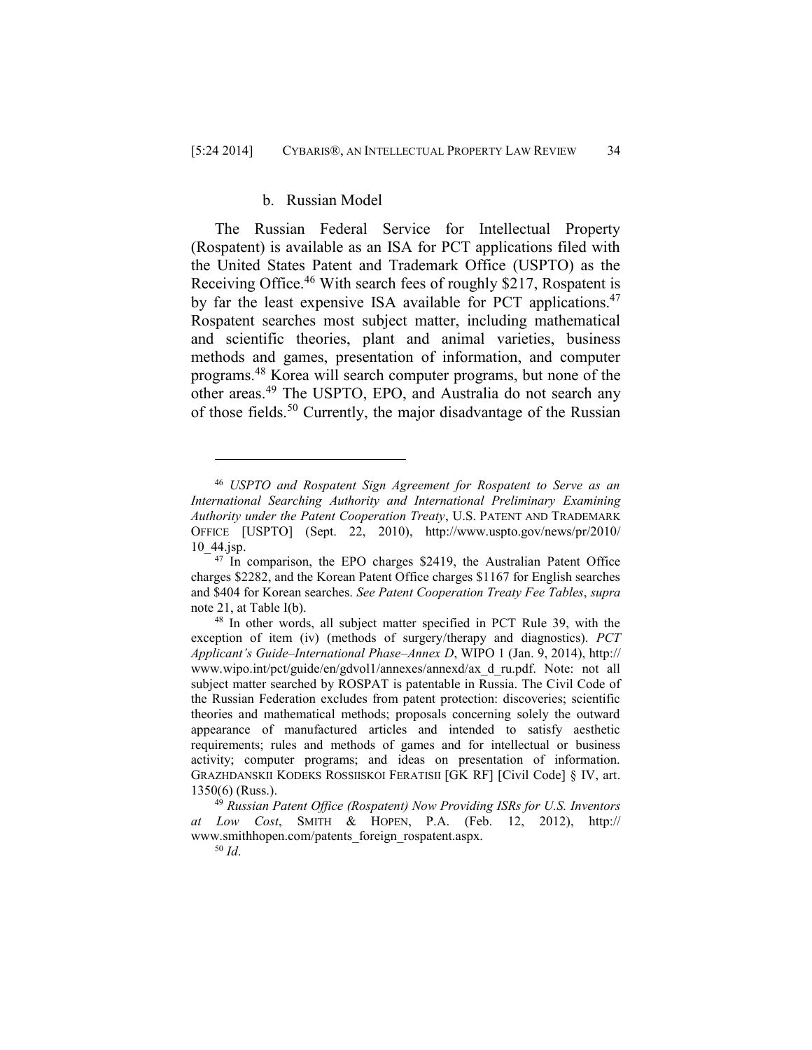#### b. Russian Model

The Russian Federal Service for Intellectual Property (Rospatent) is available as an ISA for PCT applications filed with the United States Patent and Trademark Office (USPTO) as the Receiving Office.[46] With search fees of roughly $217, Rospatent is by far the least expensive ISA available for PCT applications.[47] Rospatent searches most subject matter, including mathematical and scientific theories, plant and animal varieties, business methods and games, presentation of information, and computer programs.[48] Korea will search computer programs, but none of the other areas.[49] The USPTO, EPO, and Australia do not search any of those fields.[50] Currently, the major disadvantage of the Russian

---

[46] *USPTO and Rospatent Sign Agreement for Rospatent to Serve as an International Searching Authority and International Preliminary Examining Authority under the Patent Cooperation Treaty*, U.S. PATENT AND TRADEMARK OFFICE [USPTO] (Sept. 22, 2010), http://www.uspto.gov/news/pr/2010/10_44.jsp.

[47] In comparison, the EPO charges $2419, the Australian Patent Office charges $2282, and the Korean Patent Office charges $1167 for English searches and $404 for Korean searches. *See Patent Cooperation Treaty Fee Tables*, *supra* note 21, at Table I(b).

[48] In other words, all subject matter specified in PCT Rule 39, with the exception of item (iv) (methods of surgery/therapy and diagnostics). *PCT Applicant's Guide–International Phase–Annex D*, WIPO 1 (Jan. 9, 2014), http://www.wipo.int/pct/guide/en/gdvol1/annexes/annexd/ax_d_ru.pdf. Note: not all subject matter searched by ROSPAT is patentable in Russia. The Civil Code of the Russian Federation excludes from patent protection: discoveries; scientific theories and mathematical methods; proposals concerning solely the outward appearance of manufactured articles and intended to satisfy aesthetic requirements; rules and methods of games and for intellectual or business activity; computer programs; and ideas on presentation of information. GRAZHDANSKII KODEKS ROSSIISKOI FERATISII [GK RF] [Civil Code] § IV, art. 1350(6) (Russ.).

[49] *Russian Patent Office (Rospatent) Now Providing ISRs for U.S. Inventors at Low Cost*, SMITH & HOPEN, P.A. (Feb. 12, 2012), http://www.smithhopen.com/patents_foreign_rospatent.aspx.

[50] *Id*.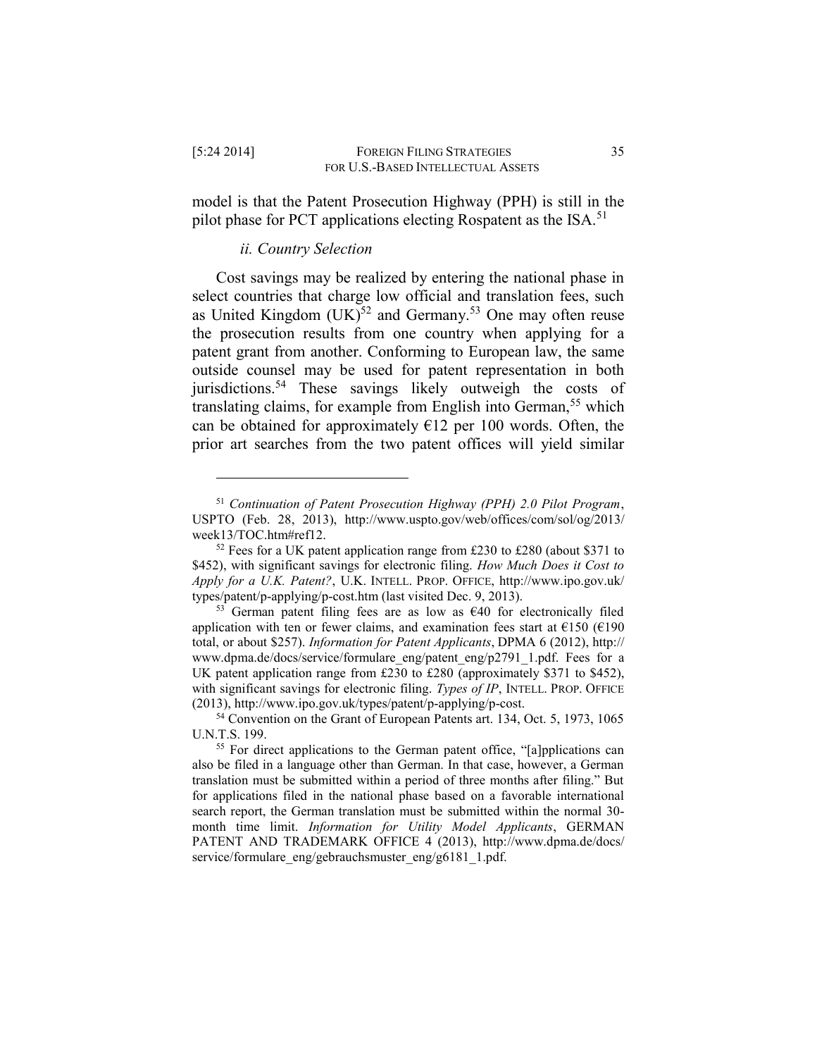model is that the Patent Prosecution Highway (PPH) is still in the pilot phase for PCT applications electing Rospatent as the ISA.[51]

### *ii. Country Selection*

Cost savings may be realized by entering the national phase in select countries that charge low official and translation fees, such as United Kingdom (UK)[52] and Germany.[53] One may often reuse the prosecution results from one country when applying for a patent grant from another. Conforming to European law, the same outside counsel may be used for patent representation in both jurisdictions.[54] These savings likely outweigh the costs of translating claims, for example from English into German,[55] which can be obtained for approximately €12 per 100 words. Often, the prior art searches from the two patent offices will yield similar

---

[51] *Continuation of Patent Prosecution Highway (PPH) 2.0 Pilot Program*, USPTO (Feb. 28, 2013), http://www.uspto.gov/web/offices/com/sol/og/2013/week13/TOC.htm#ref12.

[52] Fees for a UK patent application range from £230 to £280 (about $371 to $452), with significant savings for electronic filing. *How Much Does it Cost to Apply for a U.K. Patent?*, U.K. INTELL. PROP. OFFICE, http://www.ipo.gov.uk/types/patent/p-applying/p-cost.htm (last visited Dec. 9, 2013).

[53] German patent filing fees are as low as €40 for electronically filed application with ten or fewer claims, and examination fees start at €150 (€190 total, or about $257). *Information for Patent Applicants*, DPMA 6 (2012), http://www.dpma.de/docs/service/formulare_eng/patent_eng/p2791_1.pdf. Fees for a UK patent application range from £230 to £280 (approximately $371 to $452), with significant savings for electronic filing. *Types of IP*, INTELL. PROP. OFFICE (2013), http://www.ipo.gov.uk/types/patent/p-applying/p-cost.

[54] Convention on the Grant of European Patents art. 134, Oct. 5, 1973, 1065 U.N.T.S. 199.

[55] For direct applications to the German patent office, "[a]pplications can also be filed in a language other than German. In that case, however, a German translation must be submitted within a period of three months after filing." But for applications filed in the national phase based on a favorable international search report, the German translation must be submitted within the normal 30-month time limit. *Information for Utility Model Applicants*, GERMAN PATENT AND TRADEMARK OFFICE 4 (2013), http://www.dpma.de/docs/service/formulare_eng/gebrauchsmuster_eng/g6181_1.pdf.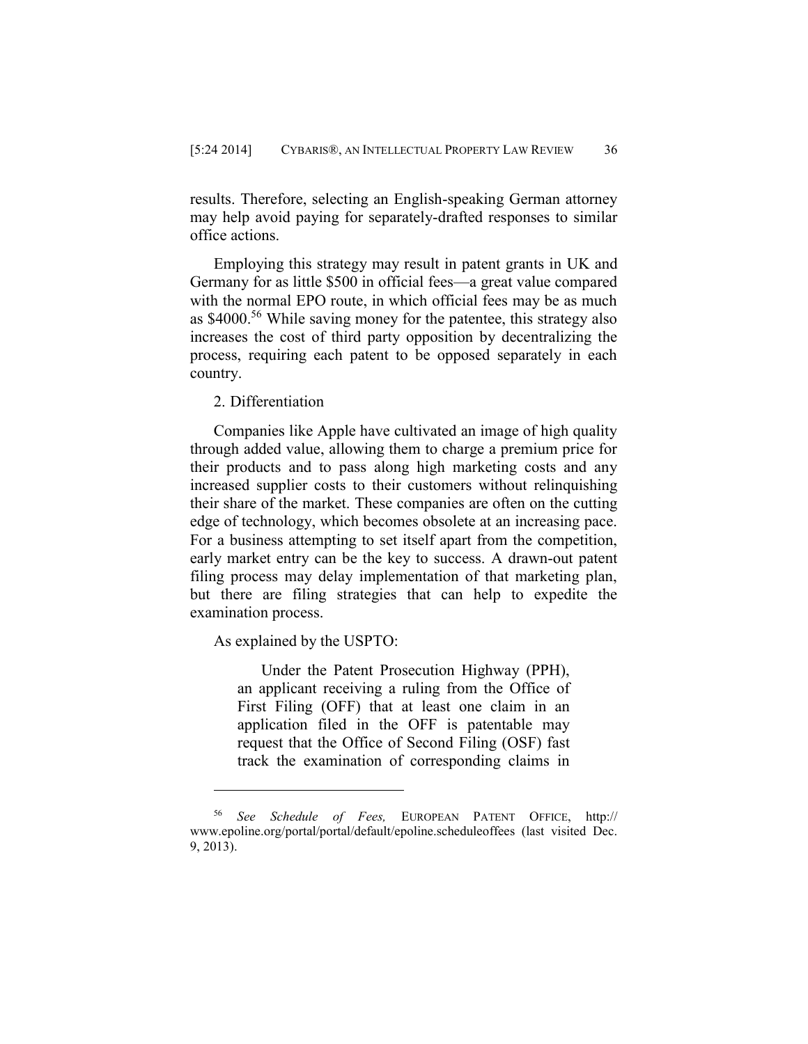results. Therefore, selecting an English-speaking German attorney may help avoid paying for separately-drafted responses to similar office actions.

Employing this strategy may result in patent grants in UK and Germany for as little $500 in official fees—a great value compared with the normal EPO route, in which official fees may be as much as $4000.[56] While saving money for the patentee, this strategy also increases the cost of third party opposition by decentralizing the process, requiring each patent to be opposed separately in each country.

2. Differentiation

Companies like Apple have cultivated an image of high quality through added value, allowing them to charge a premium price for their products and to pass along high marketing costs and any increased supplier costs to their customers without relinquishing their share of the market. These companies are often on the cutting edge of technology, which becomes obsolete at an increasing pace. For a business attempting to set itself apart from the competition, early market entry can be the key to success. A drawn-out patent filing process may delay implementation of that marketing plan, but there are filing strategies that can help to expedite the examination process.

As explained by the USPTO:

> Under the Patent Prosecution Highway (PPH), an applicant receiving a ruling from the Office of First Filing (OFF) that at least one claim in an application filed in the OFF is patentable may request that the Office of Second Filing (OSF) fast track the examination of corresponding claims in

[56] *See Schedule of Fees,* EUROPEAN PATENT OFFICE, http://www.epoline.org/portal/portal/default/epoline.scheduleoffees (last visited Dec. 9, 2013).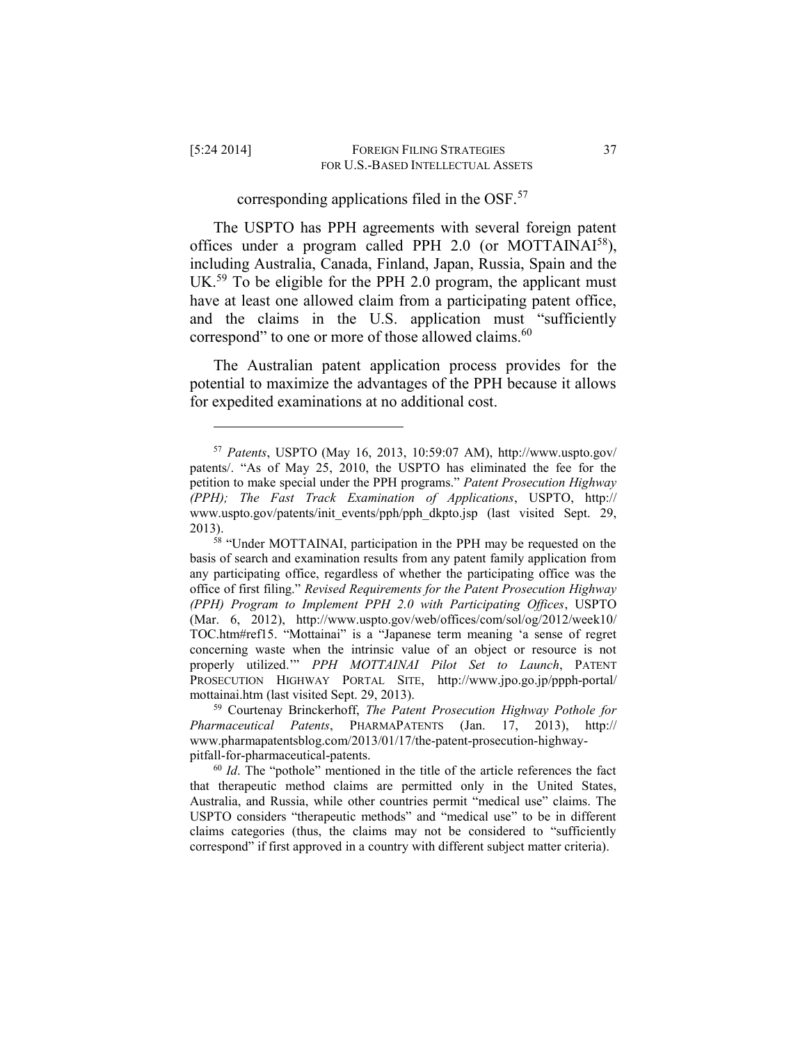corresponding applications filed in the OSF.[57]

The USPTO has PPH agreements with several foreign patent offices under a program called PPH 2.0 (or MOTTAINAI[58]), including Australia, Canada, Finland, Japan, Russia, Spain and the UK.[59] To be eligible for the PPH 2.0 program, the applicant must have at least one allowed claim from a participating patent office, and the claims in the U.S. application must "sufficiently correspond" to one or more of those allowed claims.[60]

The Australian patent application process provides for the potential to maximize the advantages of the PPH because it allows for expedited examinations at no additional cost.

---

[57] *Patents*, USPTO (May 16, 2013, 10:59:07 AM), http://www.uspto.gov/patents/. "As of May 25, 2010, the USPTO has eliminated the fee for the petition to make special under the PPH programs." *Patent Prosecution Highway (PPH); The Fast Track Examination of Applications*, USPTO, http://www.uspto.gov/patents/init_events/pph/pph_dkpto.jsp (last visited Sept. 29, 2013).

[58] "Under MOTTAINAI, participation in the PPH may be requested on the basis of search and examination results from any patent family application from any participating office, regardless of whether the participating office was the office of first filing." *Revised Requirements for the Patent Prosecution Highway (PPH) Program to Implement PPH 2.0 with Participating Offices*, USPTO (Mar. 6, 2012), http://www.uspto.gov/web/offices/com/sol/og/2012/week10/TOC.htm#ref15. "Mottainai" is a "Japanese term meaning 'a sense of regret concerning waste when the intrinsic value of an object or resource is not properly utilized.'" *PPH MOTTAINAI Pilot Set to Launch*, PATENT PROSECUTION HIGHWAY PORTAL SITE, http://www.jpo.go.jp/ppph-portal/mottainai.htm (last visited Sept. 29, 2013).

[59] Courtenay Brinckerhoff, *The Patent Prosecution Highway Pothole for Pharmaceutical Patents*, PHARMAPATENTS (Jan. 17, 2013), http://www.pharmapatentsblog.com/2013/01/17/the-patent-prosecution-highway-pitfall-for-pharmaceutical-patents.

[60] *Id*. The "pothole" mentioned in the title of the article references the fact that therapeutic method claims are permitted only in the United States, Australia, and Russia, while other countries permit "medical use" claims. The USPTO considers "therapeutic methods" and "medical use" to be in different claims categories (thus, the claims may not be considered to "sufficiently correspond" if first approved in a country with different subject matter criteria).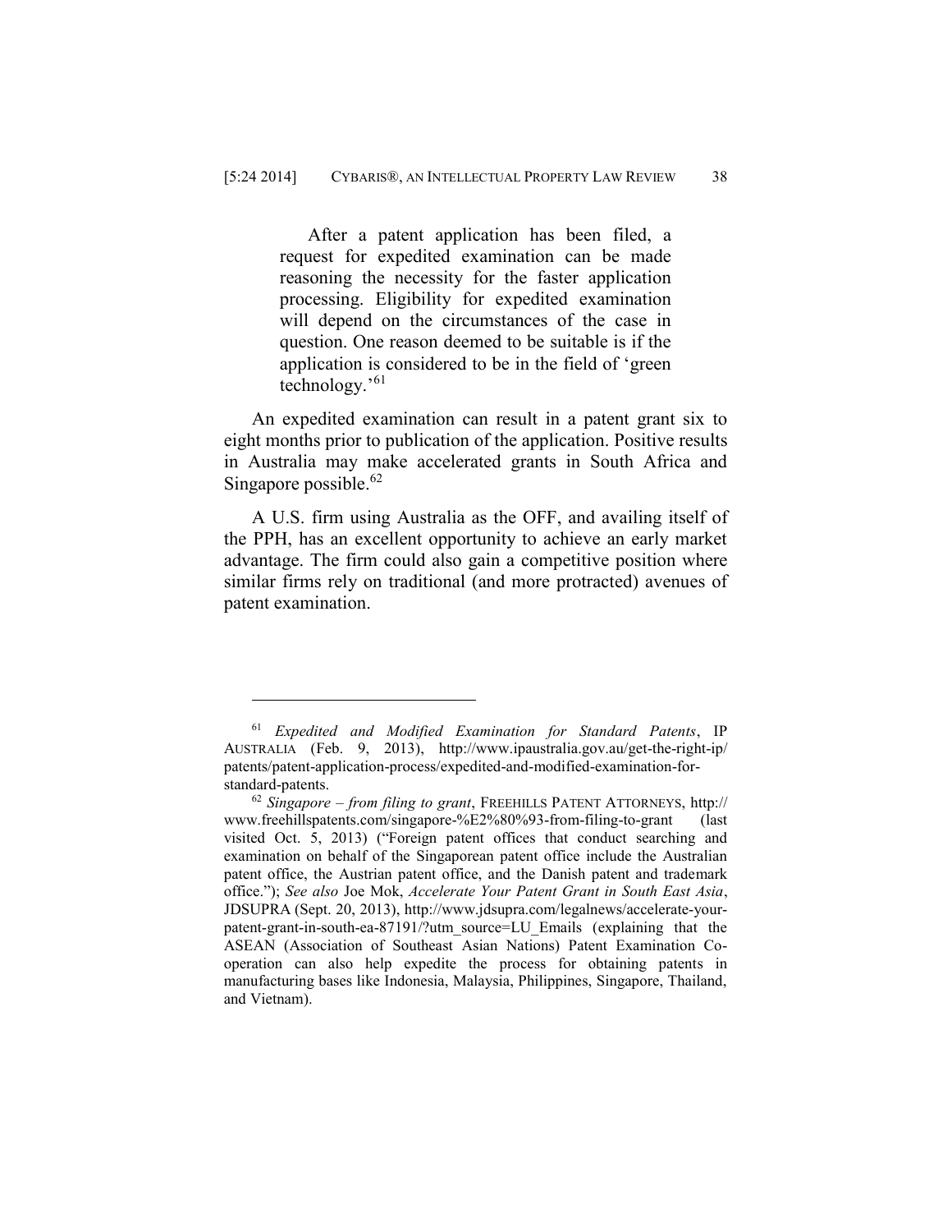> After a patent application has been filed, a request for expedited examination can be made reasoning the necessity for the faster application processing. Eligibility for expedited examination will depend on the circumstances of the case in question. One reason deemed to be suitable is if the application is considered to be in the field of 'green technology.'[61]

An expedited examination can result in a patent grant six to eight months prior to publication of the application. Positive results in Australia may make accelerated grants in South Africa and Singapore possible.[62]

A U.S. firm using Australia as the OFF, and availing itself of the PPH, has an excellent opportunity to achieve an early market advantage. The firm could also gain a competitive position where similar firms rely on traditional (and more protracted) avenues of patent examination.

---

[61] *Expedited and Modified Examination for Standard Patents*, IP AUSTRALIA (Feb. 9, 2013), http://www.ipaustralia.gov.au/get-the-right-ip/patents/patent-application-process/expedited-and-modified-examination-for-standard-patents.

[62] *Singapore – from filing to grant*, FREEHILLS PATENT ATTORNEYS, http://www.freehillspatents.com/singapore-%E2%80%93-from-filing-to-grant (last visited Oct. 5, 2013) ("Foreign patent offices that conduct searching and examination on behalf of the Singaporean patent office include the Australian patent office, the Austrian patent office, and the Danish patent and trademark office."); *See also* Joe Mok, *Accelerate Your Patent Grant in South East Asia*, JDSUPRA (Sept. 20, 2013), http://www.jdsupra.com/legalnews/accelerate-your-patent-grant-in-south-ea-87191/?utm_source=LU_Emails (explaining that the ASEAN (Association of Southeast Asian Nations) Patent Examination Co-operation can also help expedite the process for obtaining patents in manufacturing bases like Indonesia, Malaysia, Philippines, Singapore, Thailand, and Vietnam).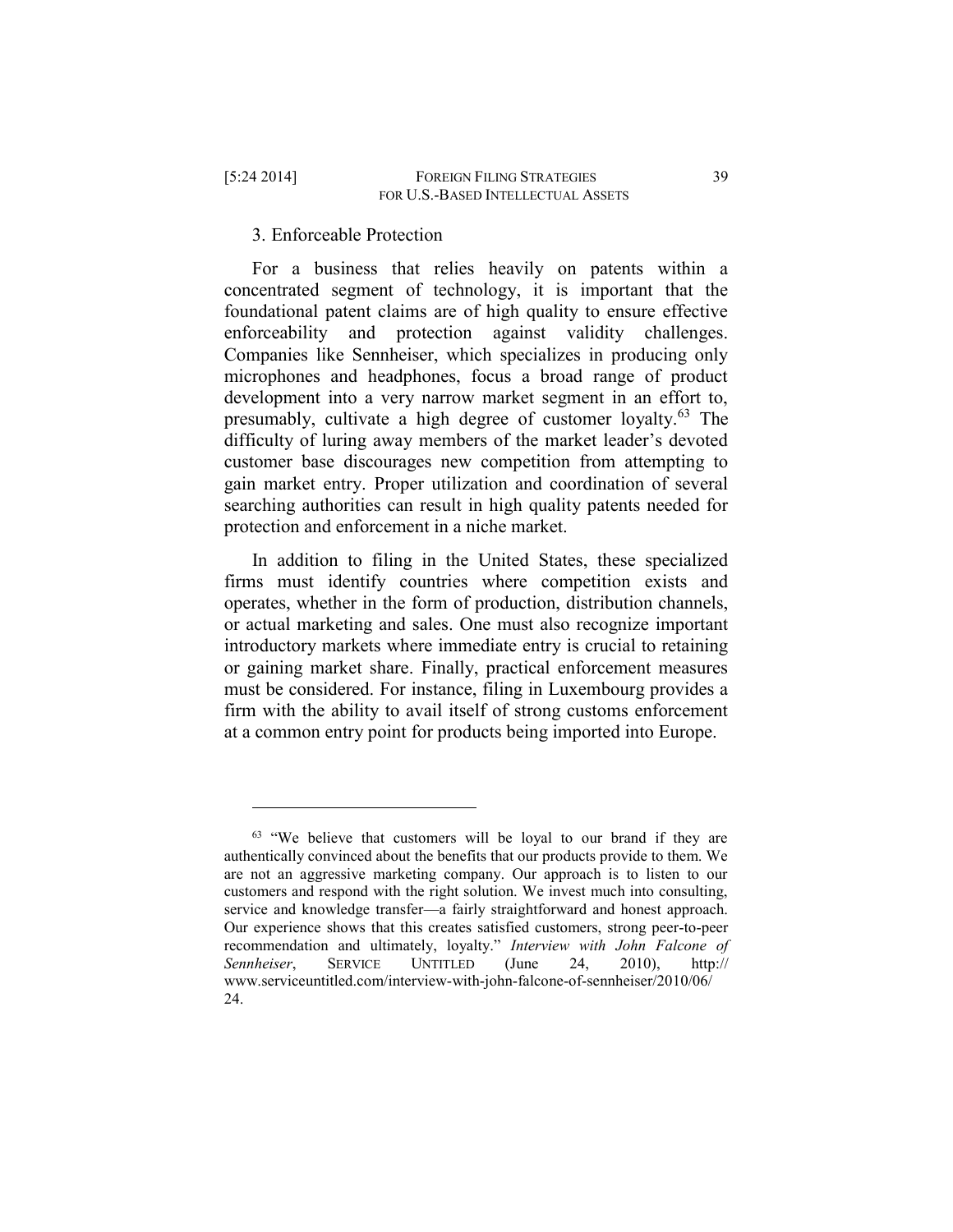### 3. Enforceable Protection

For a business that relies heavily on patents within a concentrated segment of technology, it is important that the foundational patent claims are of high quality to ensure effective enforceability and protection against validity challenges. Companies like Sennheiser, which specializes in producing only microphones and headphones, focus a broad range of product development into a very narrow market segment in an effort to, presumably, cultivate a high degree of customer loyalty.[63] The difficulty of luring away members of the market leader's devoted customer base discourages new competition from attempting to gain market entry. Proper utilization and coordination of several searching authorities can result in high quality patents needed for protection and enforcement in a niche market.

In addition to filing in the United States, these specialized firms must identify countries where competition exists and operates, whether in the form of production, distribution channels, or actual marketing and sales. One must also recognize important introductory markets where immediate entry is crucial to retaining or gaining market share. Finally, practical enforcement measures must be considered. For instance, filing in Luxembourg provides a firm with the ability to avail itself of strong customs enforcement at a common entry point for products being imported into Europe.

---

[63] "We believe that customers will be loyal to our brand if they are authentically convinced about the benefits that our products provide to them. We are not an aggressive marketing company. Our approach is to listen to our customers and respond with the right solution. We invest much into consulting, service and knowledge transfer—a fairly straightforward and honest approach. Our experience shows that this creates satisfied customers, strong peer-to-peer recommendation and ultimately, loyalty." *Interview with John Falcone of Sennheiser*, SERVICE UNTITLED (June 24, 2010), http://www.serviceuntitled.com/interview-with-john-falcone-of-sennheiser/2010/06/24.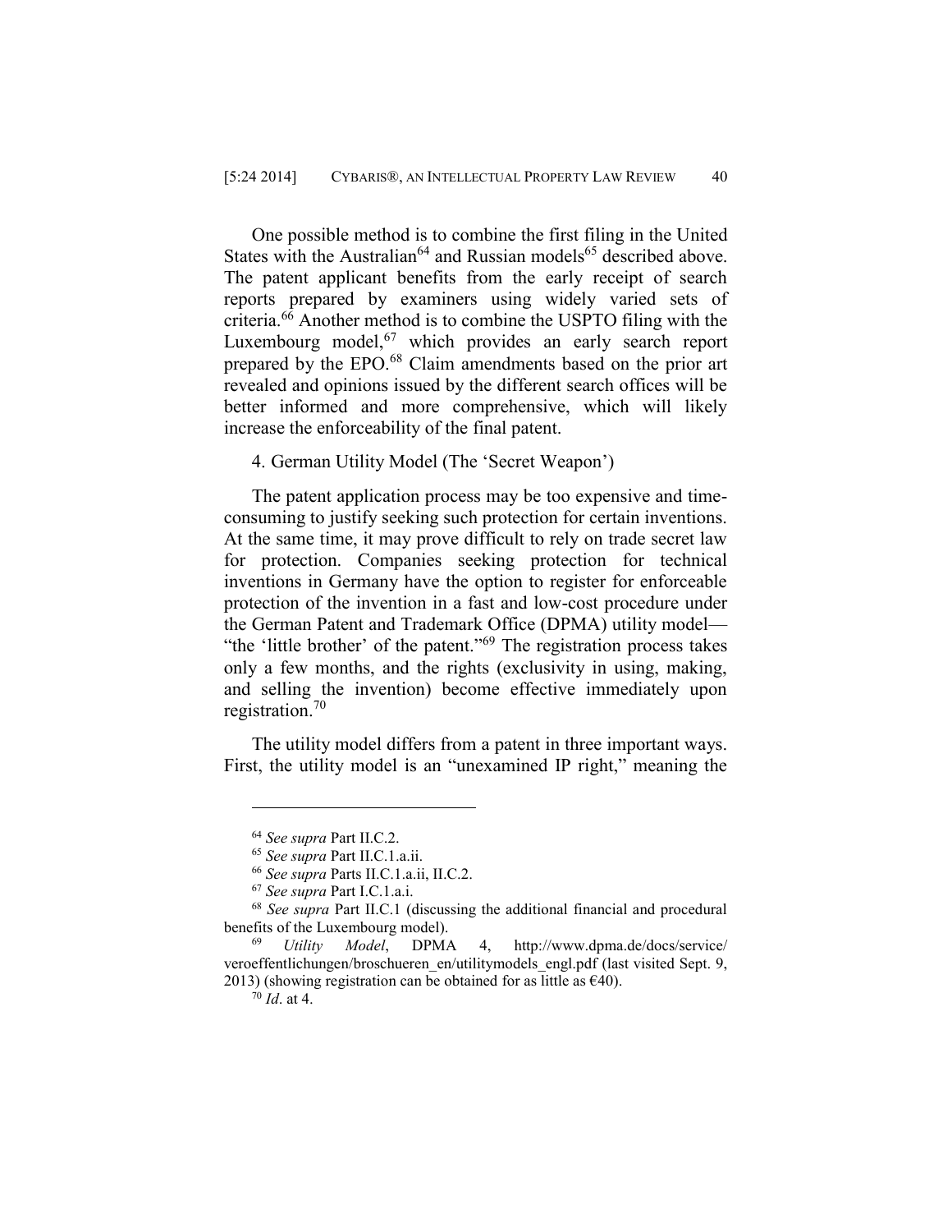One possible method is to combine the first filing in the United States with the Australian[64] and Russian models[65] described above. The patent applicant benefits from the early receipt of search reports prepared by examiners using widely varied sets of criteria.[66] Another method is to combine the USPTO filing with the Luxembourg model,[67] which provides an early search report prepared by the EPO.[68] Claim amendments based on the prior art revealed and opinions issued by the different search offices will be better informed and more comprehensive, which will likely increase the enforceability of the final patent.

4. German Utility Model (The 'Secret Weapon')

The patent application process may be too expensive and time-consuming to justify seeking such protection for certain inventions. At the same time, it may prove difficult to rely on trade secret law for protection. Companies seeking protection for technical inventions in Germany have the option to register for enforceable protection of the invention in a fast and low-cost procedure under the German Patent and Trademark Office (DPMA) utility model—"the 'little brother' of the patent."[69] The registration process takes only a few months, and the rights (exclusivity in using, making, and selling the invention) become effective immediately upon registration.[70]

The utility model differs from a patent in three important ways. First, the utility model is an "unexamined IP right," meaning the

---

[64] *See supra* Part II.C.2.

[65] *See supra* Part II.C.1.a.ii.

[66] *See supra* Parts II.C.1.a.ii, II.C.2.

[67] *See supra* Part I.C.1.a.i.

[68] *See supra* Part II.C.1 (discussing the additional financial and procedural benefits of the Luxembourg model).

[69] *Utility Model*, DPMA 4, http://www.dpma.de/docs/service/veroeffentlichungen/broschueren_en/utilitymodels_engl.pdf (last visited Sept. 9, 2013) (showing registration can be obtained for as little as €40).

[70] *Id*. at 4.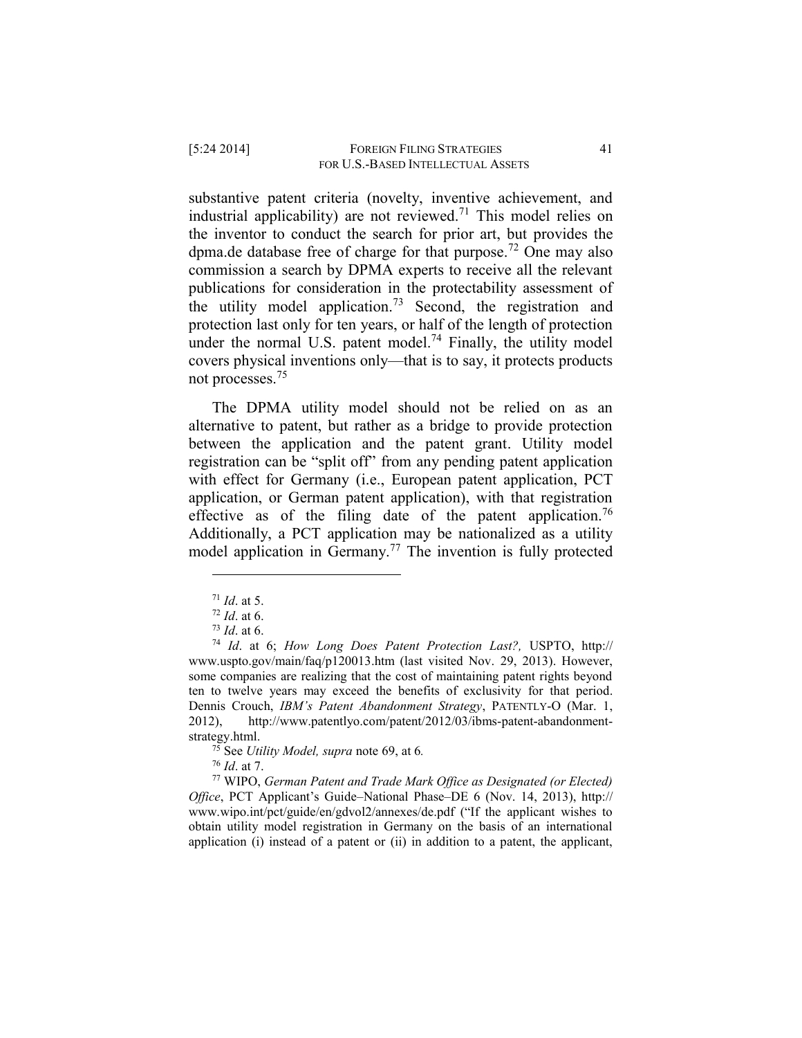substantive patent criteria (novelty, inventive achievement, and industrial applicability) are not reviewed.[71] This model relies on the inventor to conduct the search for prior art, but provides the dpma.de database free of charge for that purpose.[72] One may also commission a search by DPMA experts to receive all the relevant publications for consideration in the protectability assessment of the utility model application.[73] Second, the registration and protection last only for ten years, or half of the length of protection under the normal U.S. patent model.[74] Finally, the utility model covers physical inventions only—that is to say, it protects products not processes.[75]

The DPMA utility model should not be relied on as an alternative to patent, but rather as a bridge to provide protection between the application and the patent grant. Utility model registration can be "split off" from any pending patent application with effect for Germany (i.e., European patent application, PCT application, or German patent application), with that registration effective as of the filing date of the patent application.[76] Additionally, a PCT application may be nationalized as a utility model application in Germany.[77] The invention is fully protected

---

[71] *Id*. at 5.

[72] *Id*. at 6.

[73] *Id*. at 6.

[74] *Id*. at 6; *How Long Does Patent Protection Last?,* USPTO, http://www.uspto.gov/main/faq/p120013.htm (last visited Nov. 29, 2013). However, some companies are realizing that the cost of maintaining patent rights beyond ten to twelve years may exceed the benefits of exclusivity for that period. Dennis Crouch, *IBM's Patent Abandonment Strategy*, PATENTLY-O (Mar. 1, 2012), http://www.patentlyo.com/patent/2012/03/ibms-patent-abandonment-strategy.html.

[75] See *Utility Model, supra* note 69, at 6*.*

[76] *Id*. at 7.

[77] WIPO, *German Patent and Trade Mark Office as Designated (or Elected) Office*, PCT Applicant's Guide–National Phase–DE 6 (Nov. 14, 2013), http://www.wipo.int/pct/guide/en/gdvol2/annexes/de.pdf ("If the applicant wishes to obtain utility model registration in Germany on the basis of an international application (i) instead of a patent or (ii) in addition to a patent, the applicant,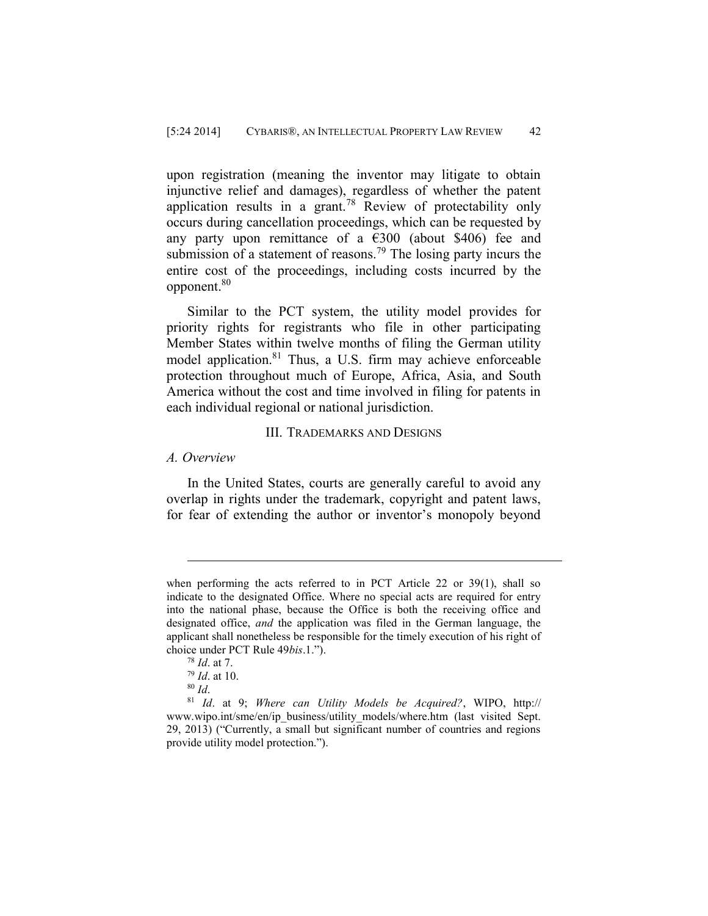upon registration (meaning the inventor may litigate to obtain injunctive relief and damages), regardless of whether the patent application results in a grant.[78] Review of protectability only occurs during cancellation proceedings, which can be requested by any party upon remittance of a €300 (about $406) fee and submission of a statement of reasons.[79] The losing party incurs the entire cost of the proceedings, including costs incurred by the opponent.[80]

Similar to the PCT system, the utility model provides for priority rights for registrants who file in other participating Member States within twelve months of filing the German utility model application.[81] Thus, a U.S. firm may achieve enforceable protection throughout much of Europe, Africa, Asia, and South America without the cost and time involved in filing for patents in each individual regional or national jurisdiction.

## III. Trademarks and Designs

### *A. Overview*

In the United States, courts are generally careful to avoid any overlap in rights under the trademark, copyright and patent laws, for fear of extending the author or inventor's monopoly beyond

---

when performing the acts referred to in PCT Article 22 or 39(1), shall so indicate to the designated Office. Where no special acts are required for entry into the national phase, because the Office is both the receiving office and designated office, *and* the application was filed in the German language, the applicant shall nonetheless be responsible for the timely execution of his right of choice under PCT Rule 49*bis*.1.").

[78] *Id*. at 7.

[79] *Id*. at 10.

[80] *Id*.

[81] *Id*. at 9; *Where can Utility Models be Acquired?*, WIPO, http://www.wipo.int/sme/en/ip_business/utility_models/where.htm (last visited Sept. 29, 2013) ("Currently, a small but significant number of countries and regions provide utility model protection.").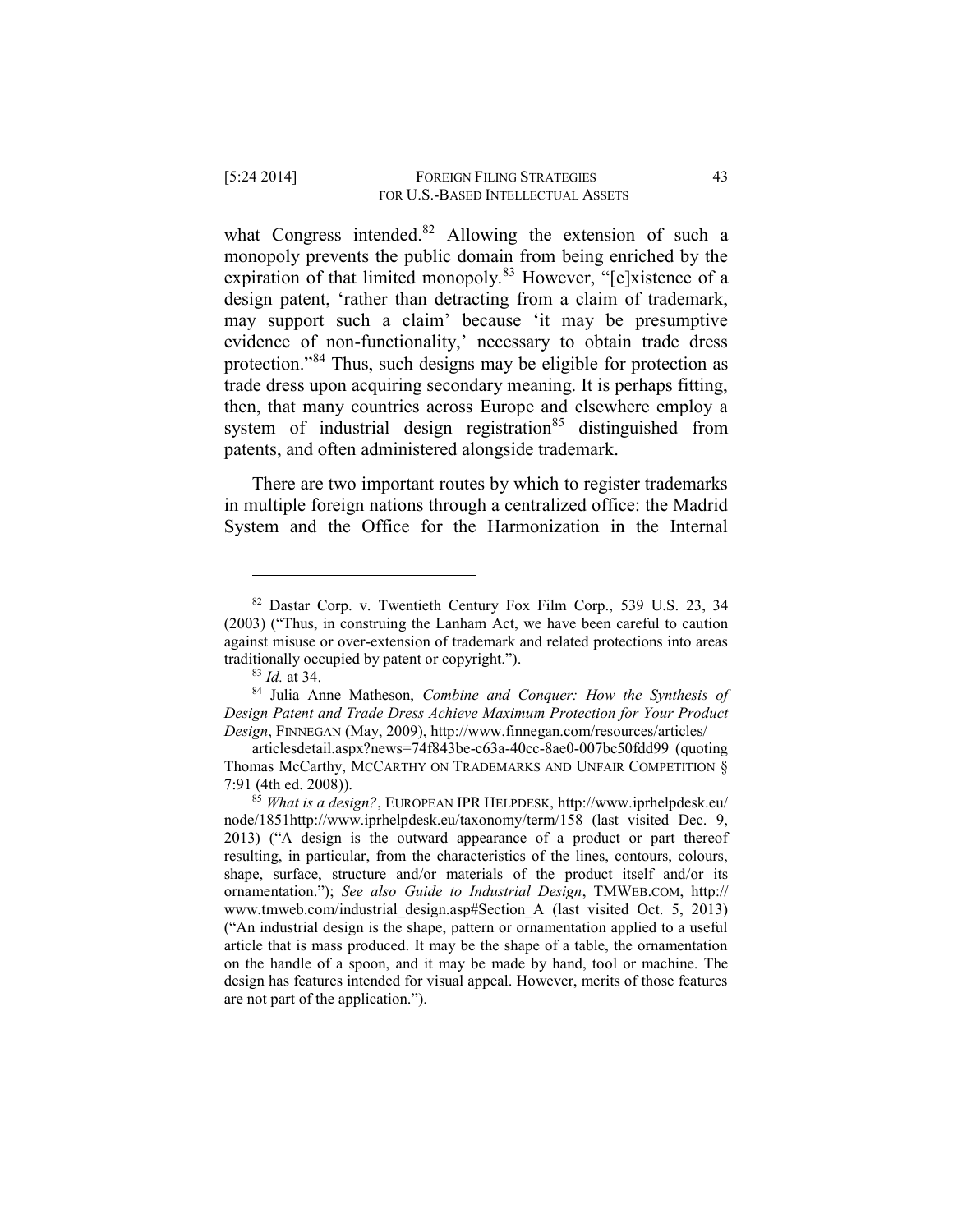what Congress intended.[82] Allowing the extension of such a monopoly prevents the public domain from being enriched by the expiration of that limited monopoly.[83] However, "[e]xistence of a design patent, 'rather than detracting from a claim of trademark, may support such a claim' because 'it may be presumptive evidence of non-functionality,' necessary to obtain trade dress protection."[84] Thus, such designs may be eligible for protection as trade dress upon acquiring secondary meaning. It is perhaps fitting, then, that many countries across Europe and elsewhere employ a system of industrial design registration[85] distinguished from patents, and often administered alongside trademark.

There are two important routes by which to register trademarks in multiple foreign nations through a centralized office: the Madrid System and the Office for the Harmonization in the Internal

---

[82] Dastar Corp. v. Twentieth Century Fox Film Corp., 539 U.S. 23, 34 (2003) ("Thus, in construing the Lanham Act, we have been careful to caution against misuse or over-extension of trademark and related protections into areas traditionally occupied by patent or copyright.").

[83] *Id.* at 34.

[84] Julia Anne Matheson, *Combine and Conquer: How the Synthesis of Design Patent and Trade Dress Achieve Maximum Protection for Your Product Design*, FINNEGAN (May, 2009), http://www.finnegan.com/resources/articles/articlesdetail.aspx?news=74f843be-c63a-40cc-8ae0-007bc50fdd99 (quoting Thomas McCarthy, MCCARTHY ON TRADEMARKS AND UNFAIR COMPETITION § 7:91 (4th ed. 2008)).

[85] *What is a design?*, EUROPEAN IPR HELPDESK, http://www.iprhelpdesk.eu/node/1851http://www.iprhelpdesk.eu/taxonomy/term/158 (last visited Dec. 9, 2013) ("A design is the outward appearance of a product or part thereof resulting, in particular, from the characteristics of the lines, contours, colours, shape, surface, structure and/or materials of the product itself and/or its ornamentation."); *See also Guide to Industrial Design*, TMWEB.COM, http://www.tmweb.com/industrial_design.asp#Section_A (last visited Oct. 5, 2013) ("An industrial design is the shape, pattern or ornamentation applied to a useful article that is mass produced. It may be the shape of a table, the ornamentation on the handle of a spoon, and it may be made by hand, tool or machine. The design has features intended for visual appeal. However, merits of those features are not part of the application.").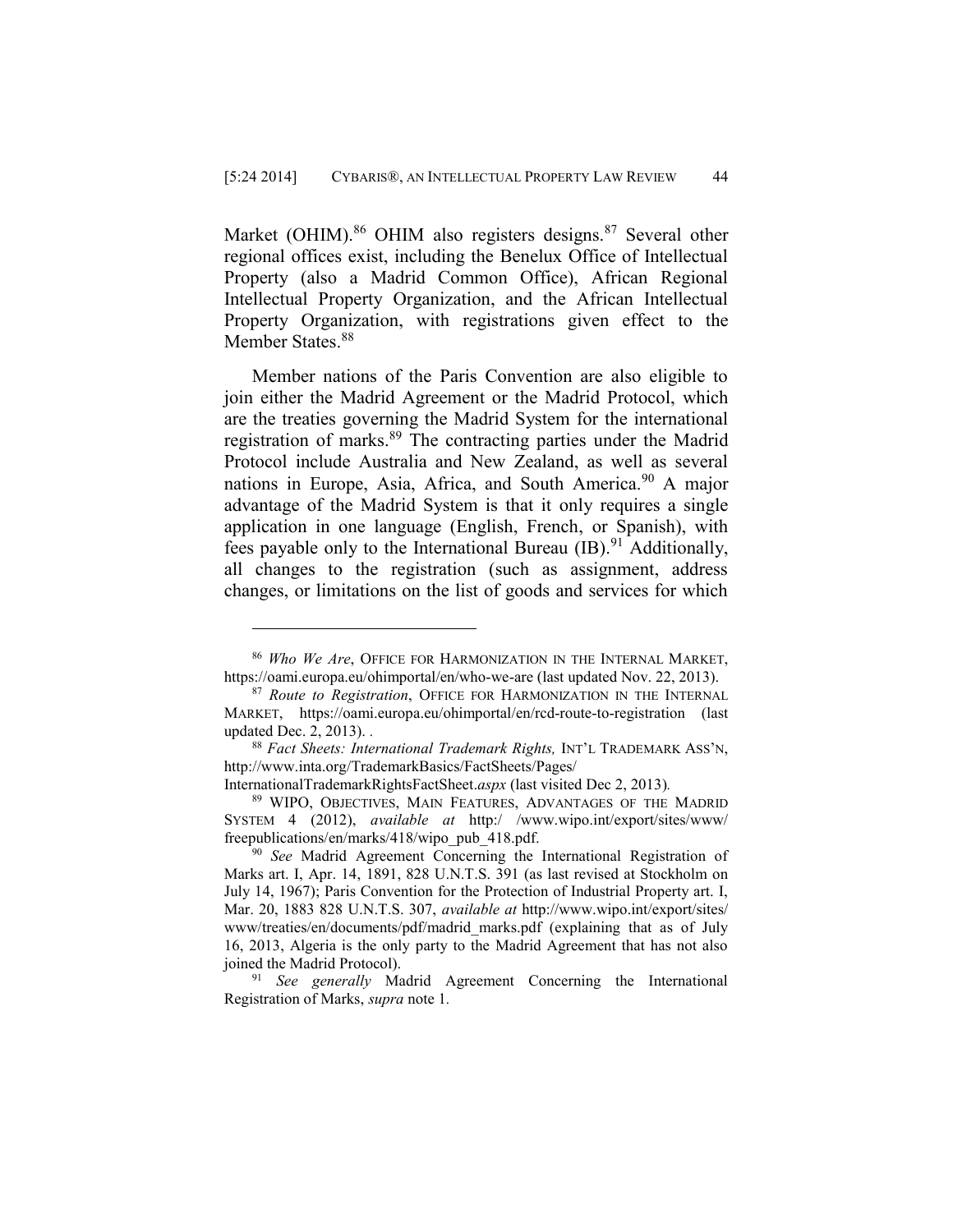Market (OHIM).[86] OHIM also registers designs.[87] Several other regional offices exist, including the Benelux Office of Intellectual Property (also a Madrid Common Office), African Regional Intellectual Property Organization, and the African Intellectual Property Organization, with registrations given effect to the Member States.[88]

Member nations of the Paris Convention are also eligible to join either the Madrid Agreement or the Madrid Protocol, which are the treaties governing the Madrid System for the international registration of marks.[89] The contracting parties under the Madrid Protocol include Australia and New Zealand, as well as several nations in Europe, Asia, Africa, and South America.[90] A major advantage of the Madrid System is that it only requires a single application in one language (English, French, or Spanish), with fees payable only to the International Bureau (IB).[91] Additionally, all changes to the registration (such as assignment, address changes, or limitations on the list of goods and services for which

---

[86] *Who We Are*, OFFICE FOR HARMONIZATION IN THE INTERNAL MARKET, https://oami.europa.eu/ohimportal/en/who-we-are (last updated Nov. 22, 2013).

[87] *Route to Registration*, OFFICE FOR HARMONIZATION IN THE INTERNAL MARKET, https://oami.europa.eu/ohimportal/en/rcd-route-to-registration (last updated Dec. 2, 2013). .

[88] *Fact Sheets: International Trademark Rights,* INT'L TRADEMARK ASS'N, http://www.inta.org/TrademarkBasics/FactSheets/Pages/InternationalTrademarkRightsFactSheet.*aspx* (last visited Dec 2, 2013).

[89] WIPO, OBJECTIVES, MAIN FEATURES, ADVANTAGES OF THE MADRID SYSTEM 4 (2012), *available at* http:/ /www.wipo.int/export/sites/www/freepublications/en/marks/418/wipo_pub_418.pdf.

[90] *See* Madrid Agreement Concerning the International Registration of Marks art. I, Apr. 14, 1891, 828 U.N.T.S. 391 (as last revised at Stockholm on July 14, 1967); Paris Convention for the Protection of Industrial Property art. I, Mar. 20, 1883 828 U.N.T.S. 307, *available at* http://www.wipo.int/export/sites/www/treaties/en/documents/pdf/madrid_marks.pdf (explaining that as of July 16, 2013, Algeria is the only party to the Madrid Agreement that has not also joined the Madrid Protocol).

[91] *See generally* Madrid Agreement Concerning the International Registration of Marks, *supra* note 1.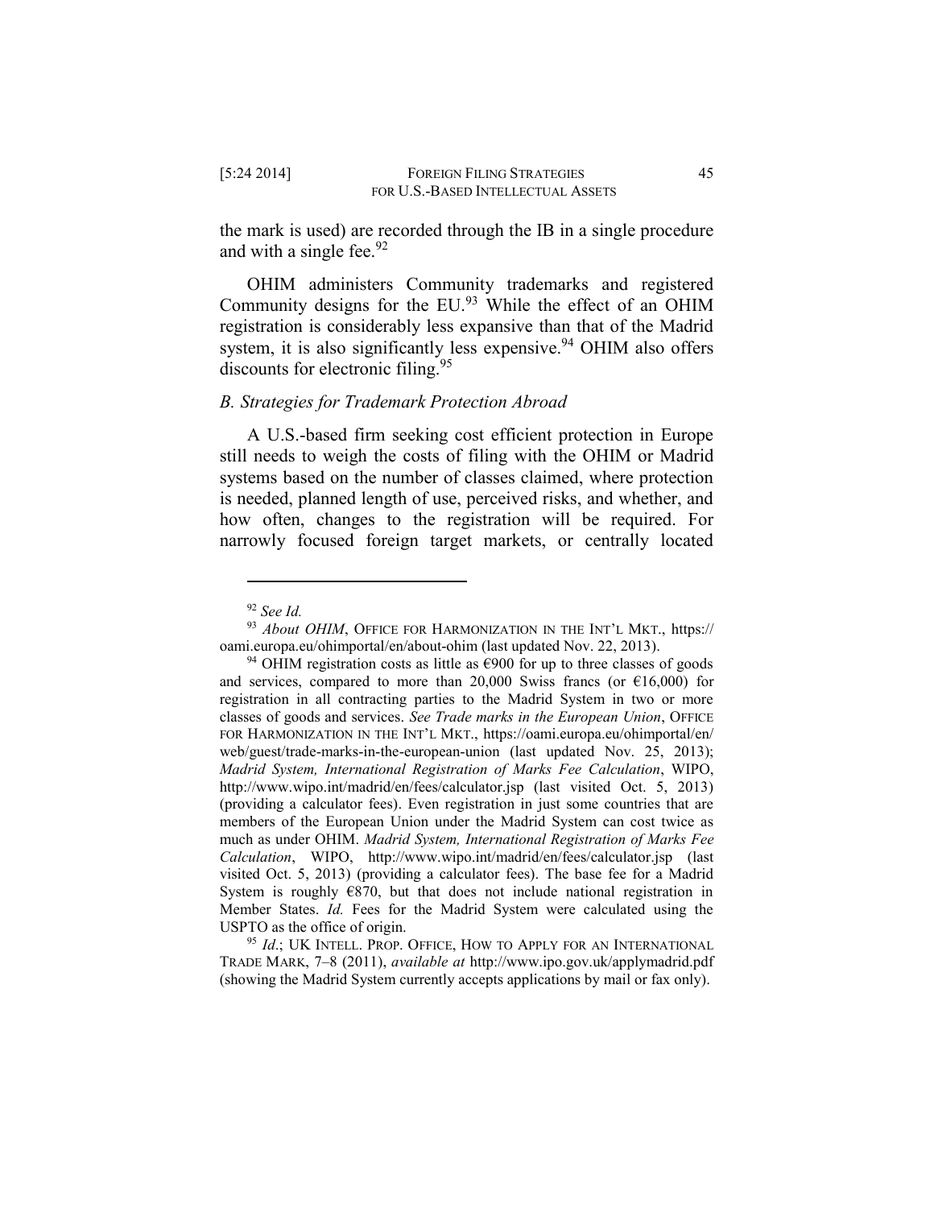the mark is used) are recorded through the IB in a single procedure and with a single fee.[92]

OHIM administers Community trademarks and registered Community designs for the EU.[93] While the effect of an OHIM registration is considerably less expansive than that of the Madrid system, it is also significantly less expensive.[94] OHIM also offers discounts for electronic filing.[95]

### *B. Strategies for Trademark Protection Abroad*

A U.S.-based firm seeking cost efficient protection in Europe still needs to weigh the costs of filing with the OHIM or Madrid systems based on the number of classes claimed, where protection is needed, planned length of use, perceived risks, and whether, and how often, changes to the registration will be required. For narrowly focused foreign target markets, or centrally located

---

[92] *See Id.*

[93] *About OHIM*, OFFICE FOR HARMONIZATION IN THE INT'L MKT., https://oami.europa.eu/ohimportal/en/about-ohim (last updated Nov. 22, 2013).

[94] OHIM registration costs as little as €900 for up to three classes of goods and services, compared to more than 20,000 Swiss francs (or €16,000) for registration in all contracting parties to the Madrid System in two or more classes of goods and services. *See Trade marks in the European Union*, OFFICE FOR HARMONIZATION IN THE INT'L MKT., https://oami.europa.eu/ohimportal/en/web/guest/trade-marks-in-the-european-union (last updated Nov. 25, 2013); *Madrid System, International Registration of Marks Fee Calculation*, WIPO, http://www.wipo.int/madrid/en/fees/calculator.jsp (last visited Oct. 5, 2013) (providing a calculator fees). Even registration in just some countries that are members of the European Union under the Madrid System can cost twice as much as under OHIM. *Madrid System, International Registration of Marks Fee Calculation*, WIPO, http://www.wipo.int/madrid/en/fees/calculator.jsp (last visited Oct. 5, 2013) (providing a calculator fees). The base fee for a Madrid System is roughly €870, but that does not include national registration in Member States. *Id.* Fees for the Madrid System were calculated using the USPTO as the office of origin.

[95] *Id.*; UK INTELL. PROP. OFFICE, HOW TO APPLY FOR AN INTERNATIONAL TRADE MARK, 7–8 (2011), *available at* http://www.ipo.gov.uk/applymadrid.pdf (showing the Madrid System currently accepts applications by mail or fax only).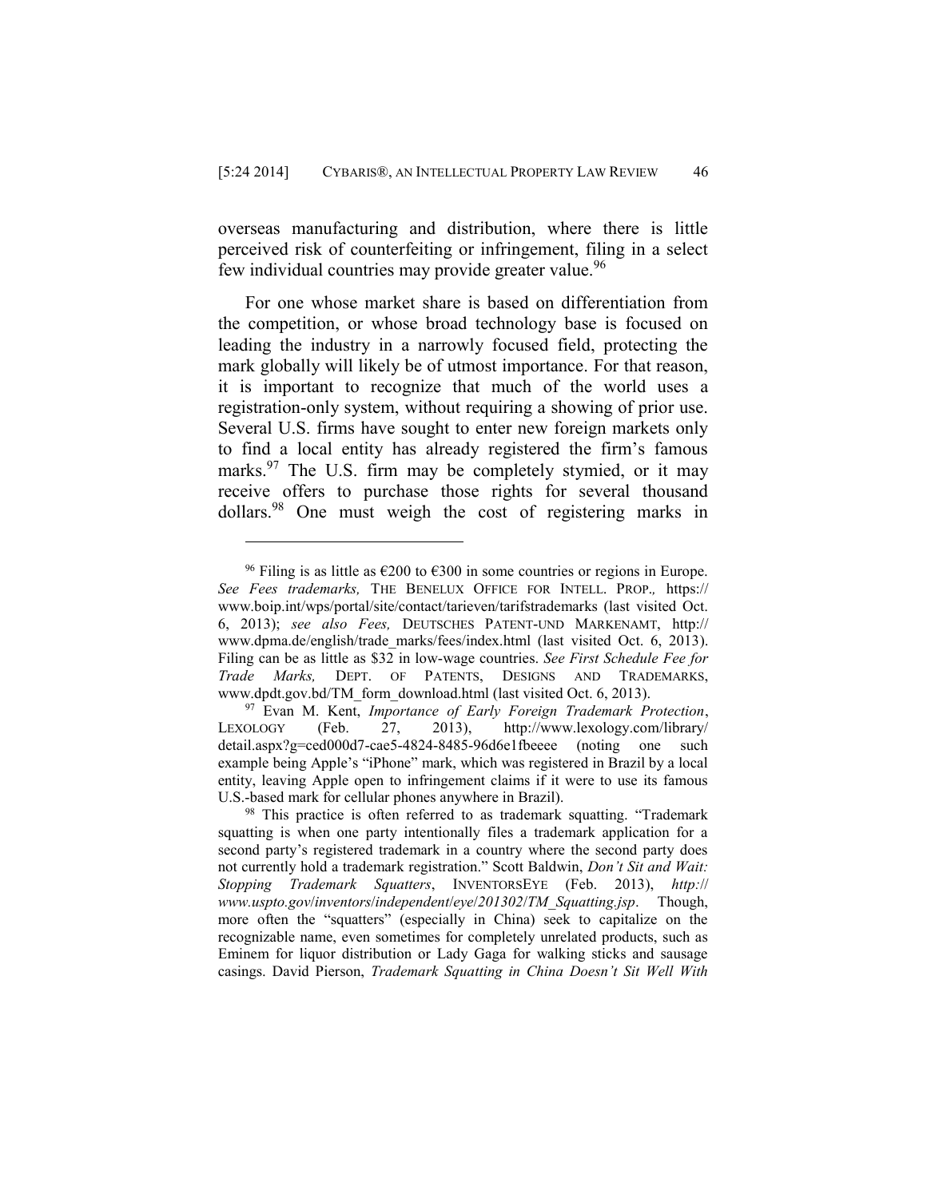overseas manufacturing and distribution, where there is little perceived risk of counterfeiting or infringement, filing in a select few individual countries may provide greater value.[96]

For one whose market share is based on differentiation from the competition, or whose broad technology base is focused on leading the industry in a narrowly focused field, protecting the mark globally will likely be of utmost importance. For that reason, it is important to recognize that much of the world uses a registration-only system, without requiring a showing of prior use. Several U.S. firms have sought to enter new foreign markets only to find a local entity has already registered the firm's famous marks.[97] The U.S. firm may be completely stymied, or it may receive offers to purchase those rights for several thousand dollars.[98] One must weigh the cost of registering marks in

---

[96] Filing is as little as €200 to €300 in some countries or regions in Europe. *See Fees trademarks,* THE BENELUX OFFICE FOR INTELL. PROP., https://www.boip.int/wps/portal/site/contact/tarieven/tarifstrademarks (last visited Oct. 6, 2013); *see also Fees,* DEUTSCHES PATENT-UND MARKENAMT, http://www.dpma.de/english/trade_marks/fees/index.html (last visited Oct. 6, 2013). Filing can be as little as $32 in low-wage countries. *See First Schedule Fee for Trade Marks,* DEPT. OF PATENTS, DESIGNS AND TRADEMARKS, www.dpdt.gov.bd/TM_form_download.html (last visited Oct. 6, 2013).

[97] Evan M. Kent, *Importance of Early Foreign Trademark Protection*, LEXOLOGY (Feb. 27, 2013), http://www.lexology.com/library/detail.aspx?g=ced000d7-cae5-4824-8485-96d6e1fbeeee (noting one such example being Apple's "iPhone" mark, which was registered in Brazil by a local entity, leaving Apple open to infringement claims if it were to use its famous U.S.-based mark for cellular phones anywhere in Brazil).

[98] This practice is often referred to as trademark squatting. "Trademark squatting is when one party intentionally files a trademark application for a second party's registered trademark in a country where the second party does not currently hold a trademark registration." Scott Baldwin, *Don't Sit and Wait: Stopping Trademark Squatters*, INVENTORSEYE (Feb. 2013), *http://www.uspto.gov/inventors/independent/eye/201302/TM_Squatting.jsp*. Though, more often the "squatters" (especially in China) seek to capitalize on the recognizable name, even sometimes for completely unrelated products, such as Eminem for liquor distribution or Lady Gaga for walking sticks and sausage casings. David Pierson, *Trademark Squatting in China Doesn't Sit Well With*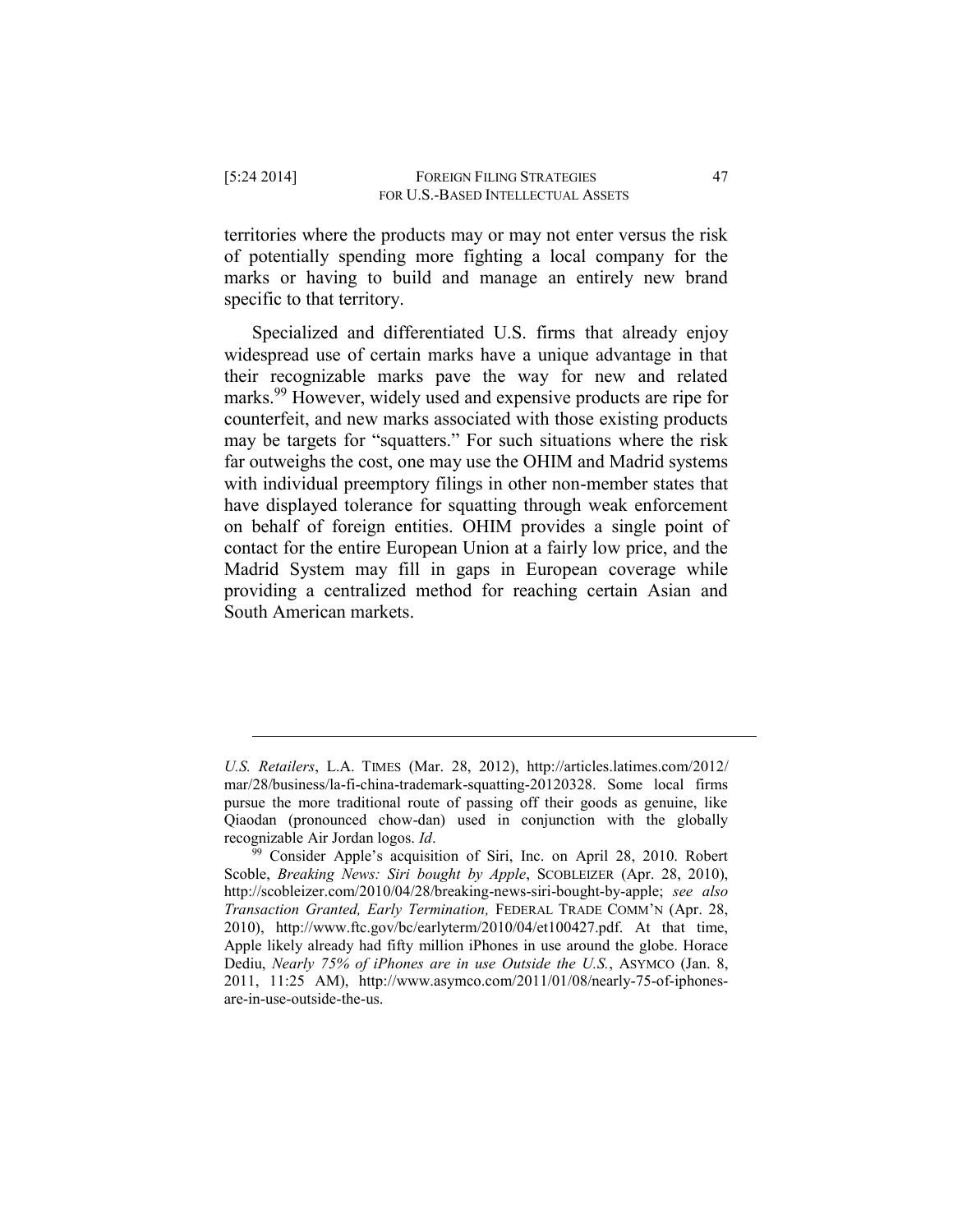territories where the products may or may not enter versus the risk of potentially spending more fighting a local company for the marks or having to build and manage an entirely new brand specific to that territory.

Specialized and differentiated U.S. firms that already enjoy widespread use of certain marks have a unique advantage in that their recognizable marks pave the way for new and related marks.[99] However, widely used and expensive products are ripe for counterfeit, and new marks associated with those existing products may be targets for "squatters." For such situations where the risk far outweighs the cost, one may use the OHIM and Madrid systems with individual preemptory filings in other non-member states that have displayed tolerance for squatting through weak enforcement on behalf of foreign entities. OHIM provides a single point of contact for the entire European Union at a fairly low price, and the Madrid System may fill in gaps in European coverage while providing a centralized method for reaching certain Asian and South American markets.

---

*U.S. Retailers*, L.A. TIMES (Mar. 28, 2012), http://articles.latimes.com/2012/mar/28/business/la-fi-china-trademark-squatting-20120328. Some local firms pursue the more traditional route of passing off their goods as genuine, like Qiaodan (pronounced chow-dan) used in conjunction with the globally recognizable Air Jordan logos. *Id*.

[99] Consider Apple's acquisition of Siri, Inc. on April 28, 2010. Robert Scoble, *Breaking News: Siri bought by Apple*, SCOBLEIZER (Apr. 28, 2010), http://scobleizer.com/2010/04/28/breaking-news-siri-bought-by-apple; *see also Transaction Granted, Early Termination,* FEDERAL TRADE COMM'N (Apr. 28, 2010), http://www.ftc.gov/bc/earlyterm/2010/04/et100427.pdf. At that time, Apple likely already had fifty million iPhones in use around the globe. Horace Dediu, *Nearly 75% of iPhones are in use Outside the U.S.*, ASYMCO (Jan. 8, 2011, 11:25 AM), http://www.asymco.com/2011/01/08/nearly-75-of-iphones-are-in-use-outside-the-us.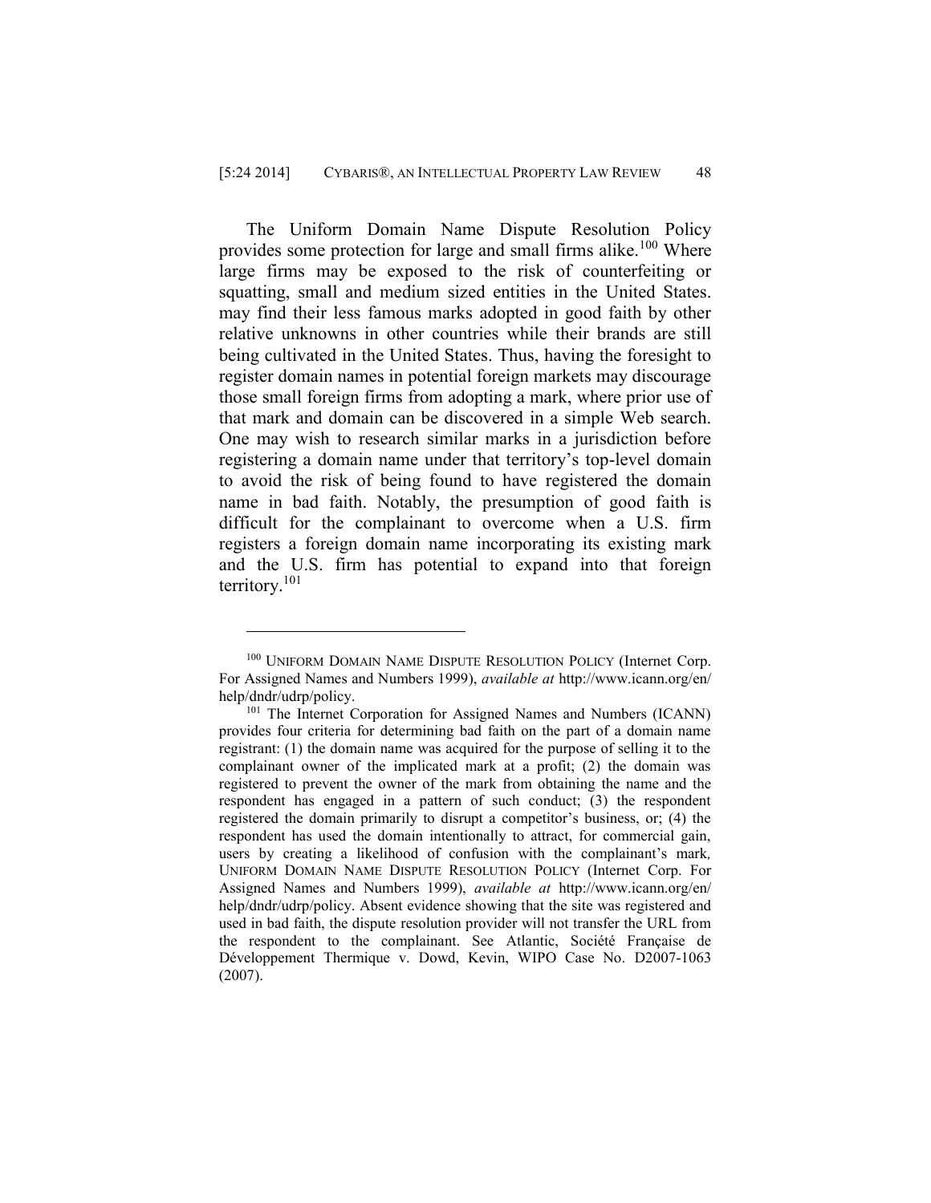The Uniform Domain Name Dispute Resolution Policy provides some protection for large and small firms alike.[100] Where large firms may be exposed to the risk of counterfeiting or squatting, small and medium sized entities in the United States. may find their less famous marks adopted in good faith by other relative unknowns in other countries while their brands are still being cultivated in the United States. Thus, having the foresight to register domain names in potential foreign markets may discourage those small foreign firms from adopting a mark, where prior use of that mark and domain can be discovered in a simple Web search. One may wish to research similar marks in a jurisdiction before registering a domain name under that territory's top-level domain to avoid the risk of being found to have registered the domain name in bad faith. Notably, the presumption of good faith is difficult for the complainant to overcome when a U.S. firm registers a foreign domain name incorporating its existing mark and the U.S. firm has potential to expand into that foreign territory.[101]

---

[100] UNIFORM DOMAIN NAME DISPUTE RESOLUTION POLICY (Internet Corp. For Assigned Names and Numbers 1999), *available at* http://www.icann.org/en/help/dndr/udrp/policy.

[101] The Internet Corporation for Assigned Names and Numbers (ICANN) provides four criteria for determining bad faith on the part of a domain name registrant: (1) the domain name was acquired for the purpose of selling it to the complainant owner of the implicated mark at a profit; (2) the domain was registered to prevent the owner of the mark from obtaining the name and the respondent has engaged in a pattern of such conduct; (3) the respondent registered the domain primarily to disrupt a competitor's business, or; (4) the respondent has used the domain intentionally to attract, for commercial gain, users by creating a likelihood of confusion with the complainant's mark*,* UNIFORM DOMAIN NAME DISPUTE RESOLUTION POLICY (Internet Corp. For Assigned Names and Numbers 1999), *available at* http://www.icann.org/en/help/dndr/udrp/policy. Absent evidence showing that the site was registered and used in bad faith, the dispute resolution provider will not transfer the URL from the respondent to the complainant. See Atlantic, Société Française de Développement Thermique v. Dowd, Kevin, WIPO Case No. D2007-1063 (2007).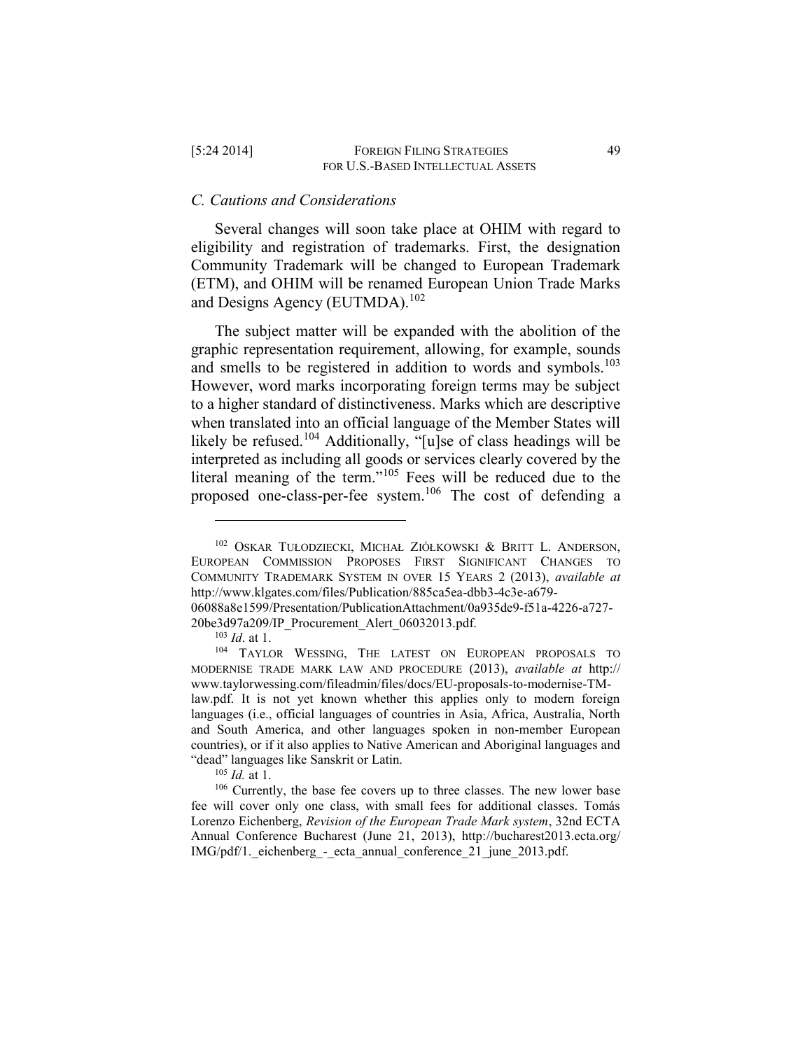### *C. Cautions and Considerations*

Several changes will soon take place at OHIM with regard to eligibility and registration of trademarks. First, the designation Community Trademark will be changed to European Trademark (ETM), and OHIM will be renamed European Union Trade Marks and Designs Agency (EUTMDA).[102]

The subject matter will be expanded with the abolition of the graphic representation requirement, allowing, for example, sounds and smells to be registered in addition to words and symbols.[103] However, word marks incorporating foreign terms may be subject to a higher standard of distinctiveness. Marks which are descriptive when translated into an official language of the Member States will likely be refused.[104] Additionally, "[u]se of class headings will be interpreted as including all goods or services clearly covered by the literal meaning of the term."[105] Fees will be reduced due to the proposed one-class-per-fee system.[106] The cost of defending a

---

[102] OSKAR TUŁODZIECKI, MICHAŁ ZIÓŁKOWSKI & BRITT L. ANDERSON, EUROPEAN COMMISSION PROPOSES FIRST SIGNIFICANT CHANGES TO COMMUNITY TRADEMARK SYSTEM IN OVER 15 YEARS 2 (2013), *available at* http://www.klgates.com/files/Publication/885ca5ea-dbb3-4c3e-a679-06088a8e1599/Presentation/PublicationAttachment/0a935de9-f51a-4226-a727-20be3d97a209/IP_Procurement_Alert_06032013.pdf.

[103] *Id*. at 1.

[104] TAYLOR WESSING, THE LATEST ON EUROPEAN PROPOSALS TO MODERNISE TRADE MARK LAW AND PROCEDURE (2013), *available at* http://www.taylorwessing.com/fileadmin/files/docs/EU-proposals-to-modernise-TM-law.pdf. It is not yet known whether this applies only to modern foreign languages (i.e., official languages of countries in Asia, Africa, Australia, North and South America, and other languages spoken in non-member European countries), or if it also applies to Native American and Aboriginal languages and "dead" languages like Sanskrit or Latin.

[105] *Id.* at 1.

[106] Currently, the base fee covers up to three classes. The new lower base fee will cover only one class, with small fees for additional classes. Tomás Lorenzo Eichenberg, *Revision of the European Trade Mark system*, 32nd ECTA Annual Conference Bucharest (June 21, 2013), http://bucharest2013.ecta.org/IMG/pdf/1._eichenberg_-_ecta_annual_conference_21_june_2013.pdf.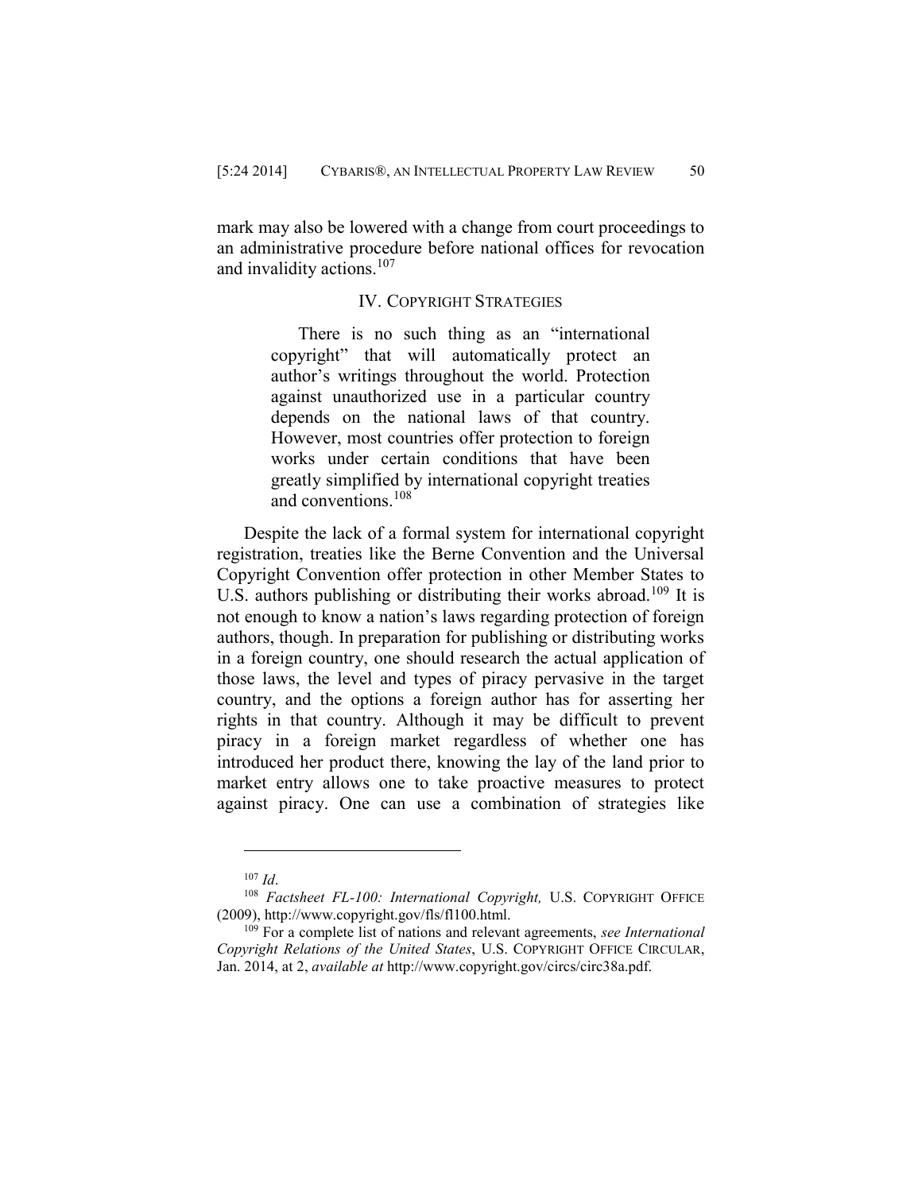mark may also be lowered with a change from court proceedings to an administrative procedure before national offices for revocation and invalidity actions.[107]

## IV. COPYRIGHT STRATEGIES

> There is no such thing as an "international copyright" that will automatically protect an author's writings throughout the world. Protection against unauthorized use in a particular country depends on the national laws of that country. However, most countries offer protection to foreign works under certain conditions that have been greatly simplified by international copyright treaties and conventions.[108]

Despite the lack of a formal system for international copyright registration, treaties like the Berne Convention and the Universal Copyright Convention offer protection in other Member States to U.S. authors publishing or distributing their works abroad.[109] It is not enough to know a nation's laws regarding protection of foreign authors, though. In preparation for publishing or distributing works in a foreign country, one should research the actual application of those laws, the level and types of piracy pervasive in the target country, and the options a foreign author has for asserting her rights in that country. Although it may be difficult to prevent piracy in a foreign market regardless of whether one has introduced her product there, knowing the lay of the land prior to market entry allows one to take proactive measures to protect against piracy. One can use a combination of strategies like

---

[107] *Id*.

[108] *Factsheet FL-100: International Copyright,* U.S. COPYRIGHT OFFICE (2009), http://www.copyright.gov/fls/fl100.html.

[109] For a complete list of nations and relevant agreements, *see International Copyright Relations of the United States*, U.S. COPYRIGHT OFFICE CIRCULAR, Jan. 2014, at 2, *available at* http://www.copyright.gov/circs/circ38a.pdf.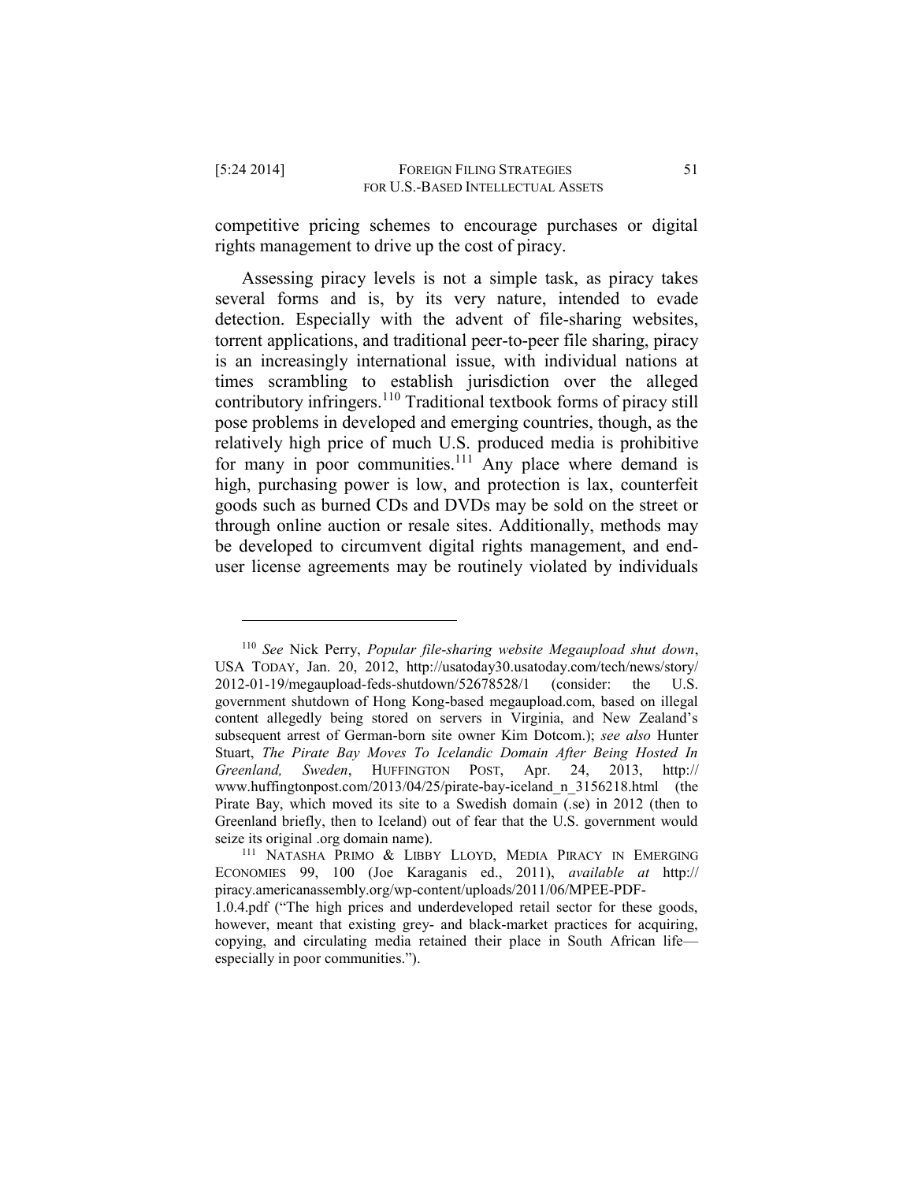competitive pricing schemes to encourage purchases or digital rights management to drive up the cost of piracy.

Assessing piracy levels is not a simple task, as piracy takes several forms and is, by its very nature, intended to evade detection. Especially with the advent of file-sharing websites, torrent applications, and traditional peer-to-peer file sharing, piracy is an increasingly international issue, with individual nations at times scrambling to establish jurisdiction over the alleged contributory infringers.[110] Traditional textbook forms of piracy still pose problems in developed and emerging countries, though, as the relatively high price of much U.S. produced media is prohibitive for many in poor communities.[111] Any place where demand is high, purchasing power is low, and protection is lax, counterfeit goods such as burned CDs and DVDs may be sold on the street or through online auction or resale sites. Additionally, methods may be developed to circumvent digital rights management, and end-user license agreements may be routinely violated by individuals

---

[110] *See* Nick Perry, *Popular file-sharing website Megaupload shut down*, USA TODAY, Jan. 20, 2012, http://usatoday30.usatoday.com/tech/news/story/2012-01-19/megaupload-feds-shutdown/52678528/1 (consider: the U.S. government shutdown of Hong Kong-based megaupload.com, based on illegal content allegedly being stored on servers in Virginia, and New Zealand's subsequent arrest of German-born site owner Kim Dotcom.); *see also* Hunter Stuart, *The Pirate Bay Moves To Icelandic Domain After Being Hosted In Greenland, Sweden*, HUFFINGTON POST, Apr. 24, 2013, http://www.huffingtonpost.com/2013/04/25/pirate-bay-iceland_n_3156218.html (the Pirate Bay, which moved its site to a Swedish domain (.se) in 2012 (then to Greenland briefly, then to Iceland) out of fear that the U.S. government would seize its original .org domain name).

[111] NATASHA PRIMO & LIBBY LLOYD, MEDIA PIRACY IN EMERGING ECONOMIES 99, 100 (Joe Karaganis ed., 2011), *available at* http://piracy.americanassembly.org/wp-content/uploads/2011/06/MPEE-PDF-1.0.4.pdf ("The high prices and underdeveloped retail sector for these goods, however, meant that existing grey- and black-market practices for acquiring, copying, and circulating media retained their place in South African life—especially in poor communities.").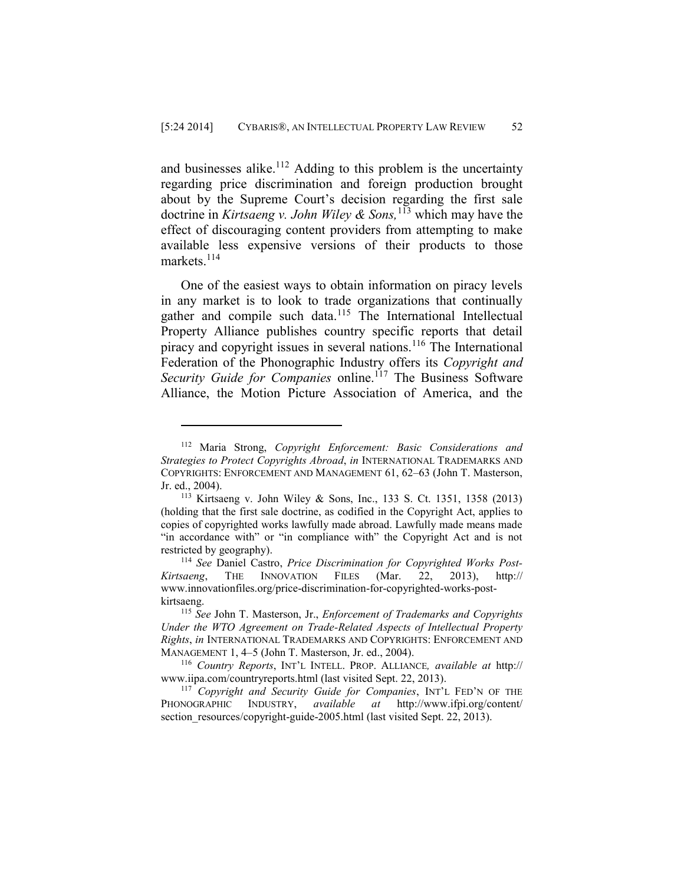and businesses alike.[112] Adding to this problem is the uncertainty regarding price discrimination and foreign production brought about by the Supreme Court's decision regarding the first sale doctrine in *Kirtsaeng v. John Wiley & Sons,*[113] which may have the effect of discouraging content providers from attempting to make available less expensive versions of their products to those markets.[114]

One of the easiest ways to obtain information on piracy levels in any market is to look to trade organizations that continually gather and compile such data.[115] The International Intellectual Property Alliance publishes country specific reports that detail piracy and copyright issues in several nations.[116] The International Federation of the Phonographic Industry offers its *Copyright and Security Guide for Companies* online.[117] The Business Software Alliance, the Motion Picture Association of America, and the

---

[112] Maria Strong, *Copyright Enforcement: Basic Considerations and Strategies to Protect Copyrights Abroad*, *in* INTERNATIONAL TRADEMARKS AND COPYRIGHTS: ENFORCEMENT AND MANAGEMENT 61, 62–63 (John T. Masterson, Jr. ed., 2004).

[113] Kirtsaeng v. John Wiley & Sons, Inc., 133 S. Ct. 1351, 1358 (2013) (holding that the first sale doctrine, as codified in the Copyright Act, applies to copies of copyrighted works lawfully made abroad. Lawfully made means made "in accordance with" or "in compliance with" the Copyright Act and is not restricted by geography).

[114] *See* Daniel Castro, *Price Discrimination for Copyrighted Works Post-Kirtsaeng*, THE INNOVATION FILES (Mar. 22, 2013), http://www.innovationfiles.org/price-discrimination-for-copyrighted-works-post-kirtsaeng.

[115] *See* John T. Masterson, Jr., *Enforcement of Trademarks and Copyrights Under the WTO Agreement on Trade-Related Aspects of Intellectual Property Rights*, *in* INTERNATIONAL TRADEMARKS AND COPYRIGHTS: ENFORCEMENT AND MANAGEMENT 1, 4–5 (John T. Masterson, Jr. ed., 2004).

[116] *Country Reports*, INT'L INTELL. PROP. ALLIANCE, *available at* http://www.iipa.com/countryreports.html (last visited Sept. 22, 2013).

[117] *Copyright and Security Guide for Companies*, INT'L FED'N OF THE PHONOGRAPHIC INDUSTRY, *available at* http://www.ifpi.org/content/section_resources/copyright-guide-2005.html (last visited Sept. 22, 2013).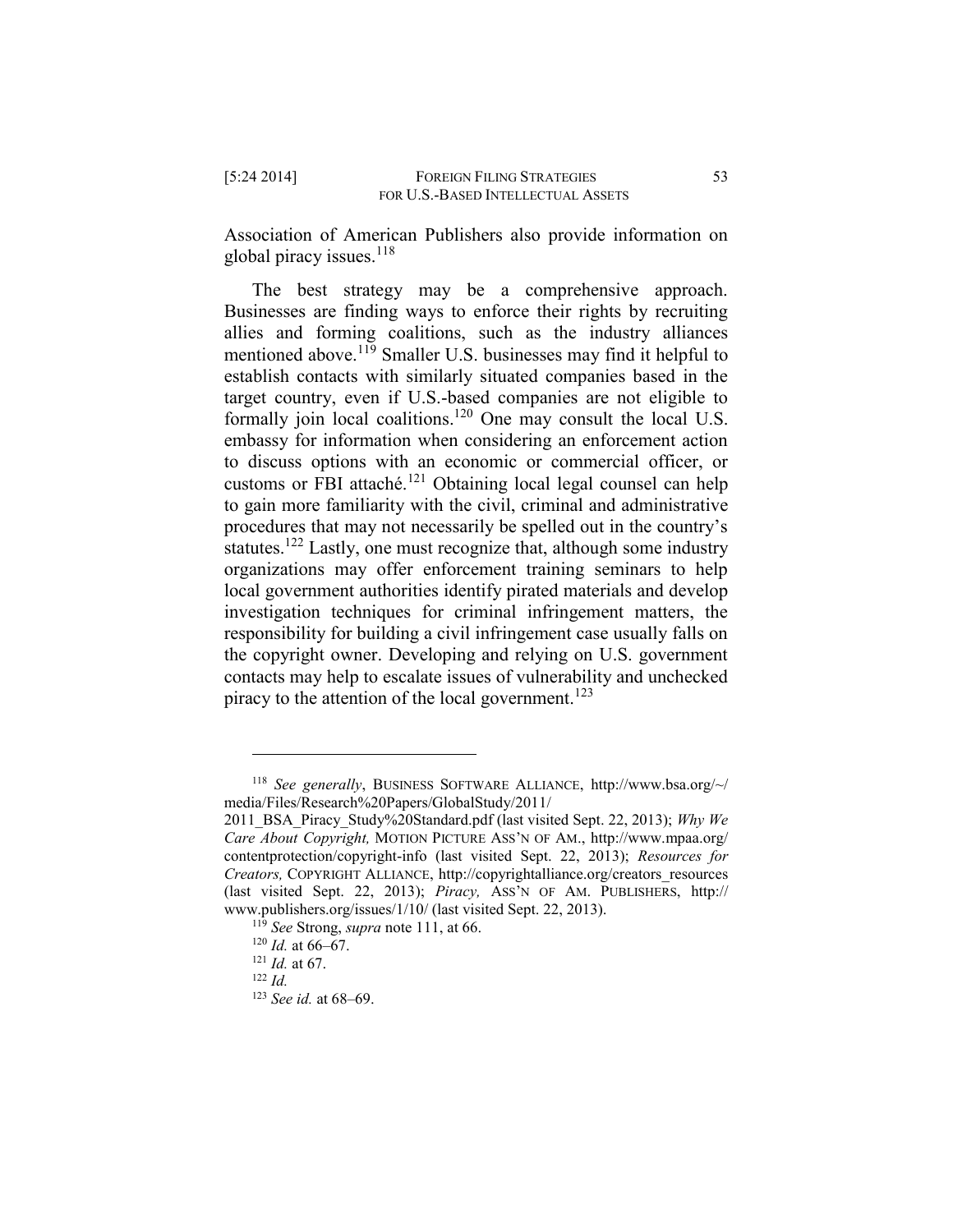Association of American Publishers also provide information on global piracy issues.[118]

The best strategy may be a comprehensive approach. Businesses are finding ways to enforce their rights by recruiting allies and forming coalitions, such as the industry alliances mentioned above.[119] Smaller U.S. businesses may find it helpful to establish contacts with similarly situated companies based in the target country, even if U.S.-based companies are not eligible to formally join local coalitions.[120] One may consult the local U.S. embassy for information when considering an enforcement action to discuss options with an economic or commercial officer, or customs or FBI attaché.[121] Obtaining local legal counsel can help to gain more familiarity with the civil, criminal and administrative procedures that may not necessarily be spelled out in the country's statutes.[122] Lastly, one must recognize that, although some industry organizations may offer enforcement training seminars to help local government authorities identify pirated materials and develop investigation techniques for criminal infringement matters, the responsibility for building a civil infringement case usually falls on the copyright owner. Developing and relying on U.S. government contacts may help to escalate issues of vulnerability and unchecked piracy to the attention of the local government.[123]

---

[118] *See generally*, BUSINESS SOFTWARE ALLIANCE, http://www.bsa.org/~/media/Files/Research%20Papers/GlobalStudy/2011/2011_BSA_Piracy_Study%20Standard.pdf (last visited Sept. 22, 2013); *Why We Care About Copyright,* MOTION PICTURE ASS'N OF AM., http://www.mpaa.org/contentprotection/copyright-info (last visited Sept. 22, 2013); *Resources for Creators,* COPYRIGHT ALLIANCE, http://copyrightalliance.org/creators_resources (last visited Sept. 22, 2013); *Piracy,* ASS'N OF AM. PUBLISHERS, http://www.publishers.org/issues/1/10/ (last visited Sept. 22, 2013).

[119] *See* Strong, *supra* note 111, at 66.

[120] *Id.* at 66–67.

[121] *Id.* at 67.

[122] *Id.*

[123] *See id.* at 68–69.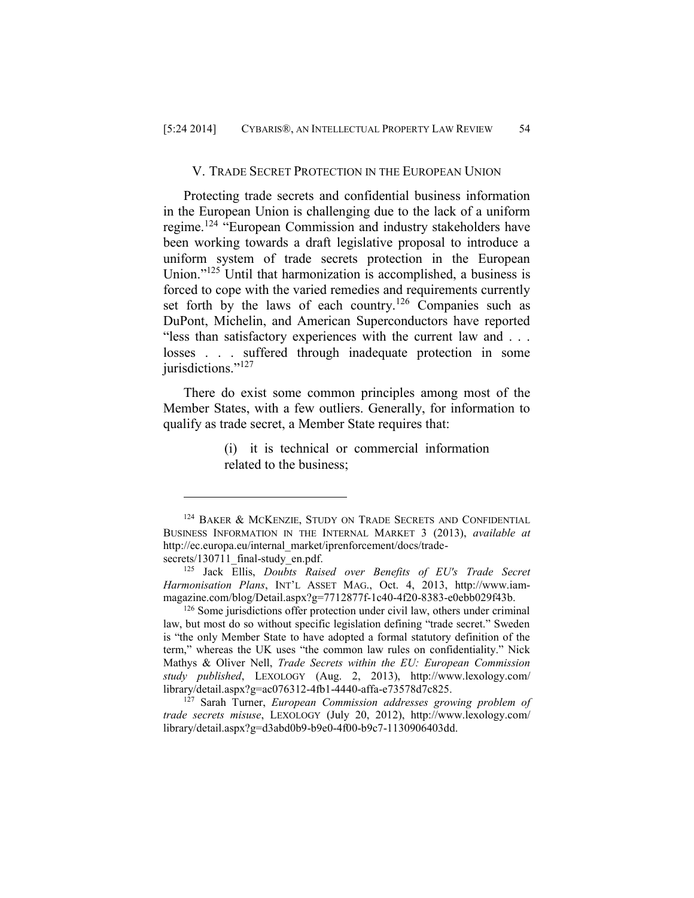## V. Trade Secret Protection in the European Union

Protecting trade secrets and confidential business information in the European Union is challenging due to the lack of a uniform regime.[124] "European Commission and industry stakeholders have been working towards a draft legislative proposal to introduce a uniform system of trade secrets protection in the European Union."[125] Until that harmonization is accomplished, a business is forced to cope with the varied remedies and requirements currently set forth by the laws of each country.[126] Companies such as DuPont, Michelin, and American Superconductors have reported "less than satisfactory experiences with the current law and . . . losses . . . suffered through inadequate protection in some jurisdictions."[127]

There do exist some common principles among most of the Member States, with a few outliers. Generally, for information to qualify as trade secret, a Member State requires that:

> (i) it is technical or commercial information related to the business;

---

[124] Baker & McKenzie, Study on Trade Secrets and Confidential Business Information in the Internal Market 3 (2013), *available at* http://ec.europa.eu/internal_market/iprenforcement/docs/trade-secrets/130711_final-study_en.pdf.

[125] Jack Ellis, *Doubts Raised over Benefits of EU's Trade Secret Harmonisation Plans*, Int'l Asset Mag., Oct. 4, 2013, http://www.iam-magazine.com/blog/Detail.aspx?g=7712877f-1c40-4f20-8383-e0ebb029f43b.

[126] Some jurisdictions offer protection under civil law, others under criminal law, but most do so without specific legislation defining "trade secret." Sweden is "the only Member State to have adopted a formal statutory definition of the term," whereas the UK uses "the common law rules on confidentiality." Nick Mathys & Oliver Nell, *Trade Secrets within the EU: European Commission study published*, Lexology (Aug. 2, 2013), http://www.lexology.com/library/detail.aspx?g=ac076312-4fb1-4440-affa-e73578d7c825.

[127] Sarah Turner, *European Commission addresses growing problem of trade secrets misuse*, Lexology (July 20, 2012), http://www.lexology.com/library/detail.aspx?g=d3abd0b9-b9e0-4f00-b9c7-1130906403dd.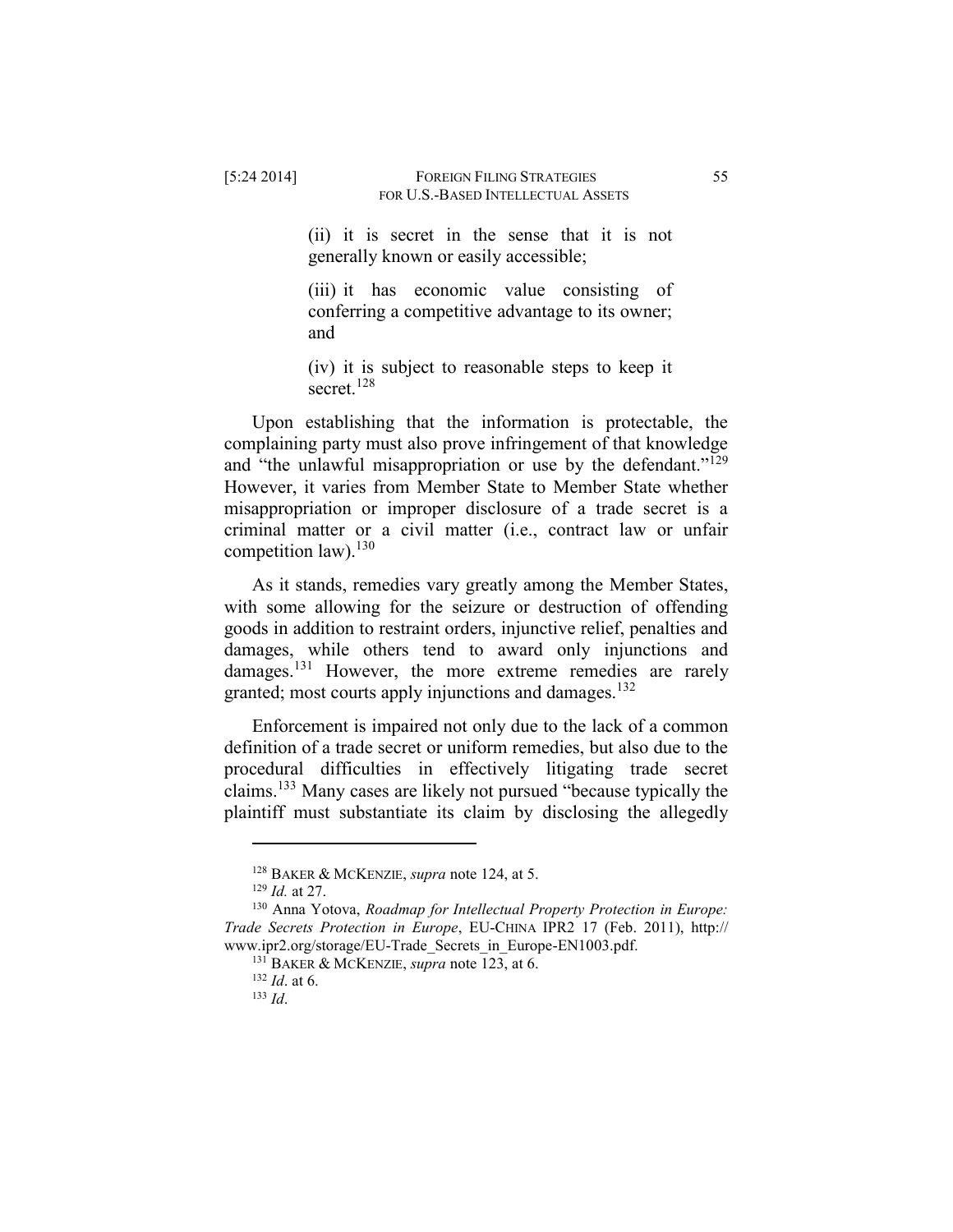> (ii) it is secret in the sense that it is not generally known or easily accessible;
>
> (iii) it has economic value consisting of conferring a competitive advantage to its owner; and
>
> (iv) it is subject to reasonable steps to keep it secret.[128]

Upon establishing that the information is protectable, the complaining party must also prove infringement of that knowledge and "the unlawful misappropriation or use by the defendant."[129] However, it varies from Member State to Member State whether misappropriation or improper disclosure of a trade secret is a criminal matter or a civil matter (i.e., contract law or unfair competition law).[130]

As it stands, remedies vary greatly among the Member States, with some allowing for the seizure or destruction of offending goods in addition to restraint orders, injunctive relief, penalties and damages, while others tend to award only injunctions and damages.[131] However, the more extreme remedies are rarely granted; most courts apply injunctions and damages.[132]

Enforcement is impaired not only due to the lack of a common definition of a trade secret or uniform remedies, but also due to the procedural difficulties in effectively litigating trade secret claims.[133] Many cases are likely not pursued "because typically the plaintiff must substantiate its claim by disclosing the allegedly

---

[128] BAKER & MCKENZIE, *supra* note 124, at 5.

[129] *Id.* at 27.

[130] Anna Yotova, *Roadmap for Intellectual Property Protection in Europe: Trade Secrets Protection in Europe*, EU-CHINA IPR2 17 (Feb. 2011), http://www.ipr2.org/storage/EU-Trade_Secrets_in_Europe-EN1003.pdf.

[131] BAKER & MCKENZIE, *supra* note 123, at 6.

[132] *Id*. at 6.

[133] *Id*.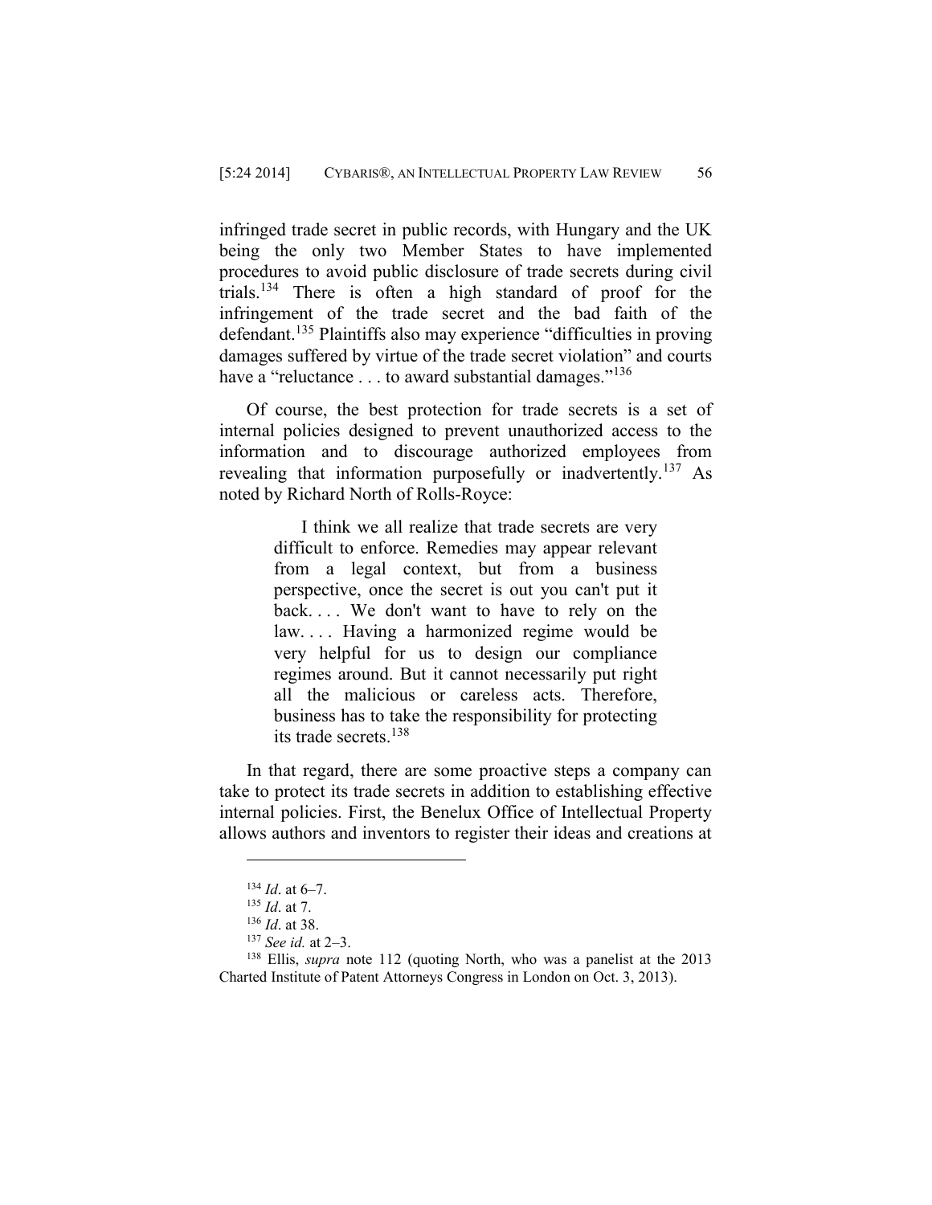infringed trade secret in public records, with Hungary and the UK being the only two Member States to have implemented procedures to avoid public disclosure of trade secrets during civil trials.[134] There is often a high standard of proof for the infringement of the trade secret and the bad faith of the defendant.[135] Plaintiffs also may experience "difficulties in proving damages suffered by virtue of the trade secret violation" and courts have a "reluctance . . . to award substantial damages."[136]

Of course, the best protection for trade secrets is a set of internal policies designed to prevent unauthorized access to the information and to discourage authorized employees from revealing that information purposefully or inadvertently.[137] As noted by Richard North of Rolls-Royce:

> I think we all realize that trade secrets are very difficult to enforce. Remedies may appear relevant from a legal context, but from a business perspective, once the secret is out you can't put it back. . . . We don't want to have to rely on the law. . . . Having a harmonized regime would be very helpful for us to design our compliance regimes around. But it cannot necessarily put right all the malicious or careless acts. Therefore, business has to take the responsibility for protecting its trade secrets.[138]

In that regard, there are some proactive steps a company can take to protect its trade secrets in addition to establishing effective internal policies. First, the Benelux Office of Intellectual Property allows authors and inventors to register their ideas and creations at

---

[134] *Id*. at 6–7.

[135] *Id*. at 7.

[136] *Id*. at 38.

[137] *See id.* at 2–3.

[138] Ellis, *supra* note 112 (quoting North, who was a panelist at the 2013 Charted Institute of Patent Attorneys Congress in London on Oct. 3, 2013).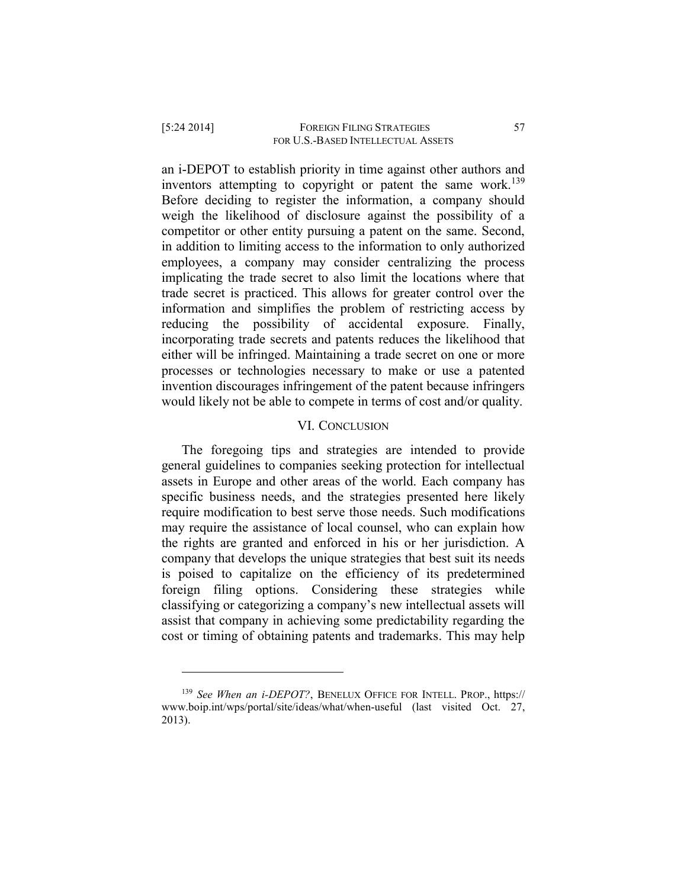an i-DEPOT to establish priority in time against other authors and inventors attempting to copyright or patent the same work.[139] Before deciding to register the information, a company should weigh the likelihood of disclosure against the possibility of a competitor or other entity pursuing a patent on the same. Second, in addition to limiting access to the information to only authorized employees, a company may consider centralizing the process implicating the trade secret to also limit the locations where that trade secret is practiced. This allows for greater control over the information and simplifies the problem of restricting access by reducing the possibility of accidental exposure. Finally, incorporating trade secrets and patents reduces the likelihood that either will be infringed. Maintaining a trade secret on one or more processes or technologies necessary to make or use a patented invention discourages infringement of the patent because infringers would likely not be able to compete in terms of cost and/or quality.

## VI. CONCLUSION

The foregoing tips and strategies are intended to provide general guidelines to companies seeking protection for intellectual assets in Europe and other areas of the world. Each company has specific business needs, and the strategies presented here likely require modification to best serve those needs. Such modifications may require the assistance of local counsel, who can explain how the rights are granted and enforced in his or her jurisdiction. A company that develops the unique strategies that best suit its needs is poised to capitalize on the efficiency of its predetermined foreign filing options. Considering these strategies while classifying or categorizing a company's new intellectual assets will assist that company in achieving some predictability regarding the cost or timing of obtaining patents and trademarks. This may help

---

[139] *See When an i-DEPOT?*, BENELUX OFFICE FOR INTELL. PROP., https://www.boip.int/wps/portal/site/ideas/what/when-useful (last visited Oct. 27, 2013).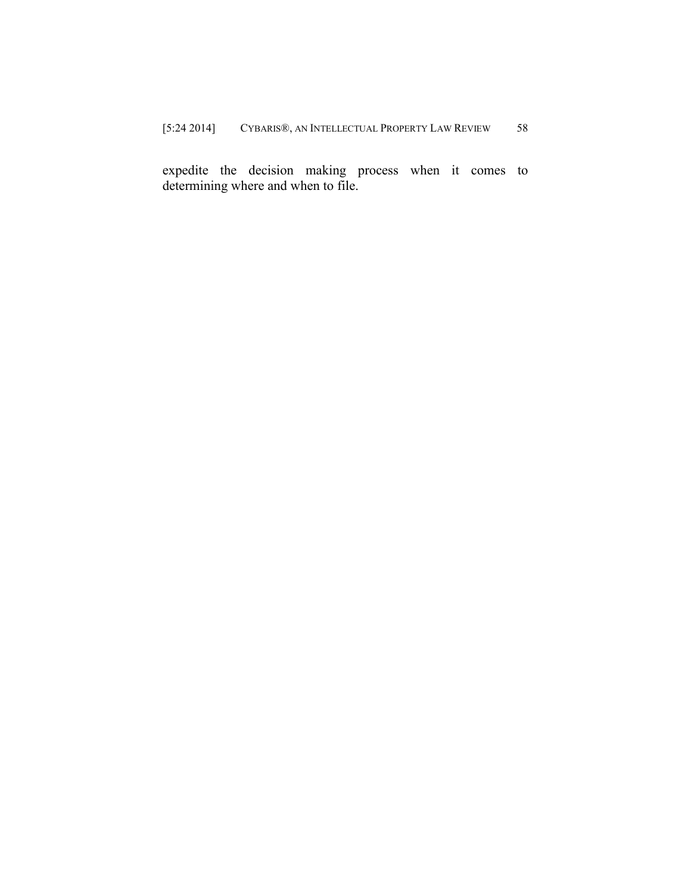expedite the decision making process when it comes to determining where and when to file.